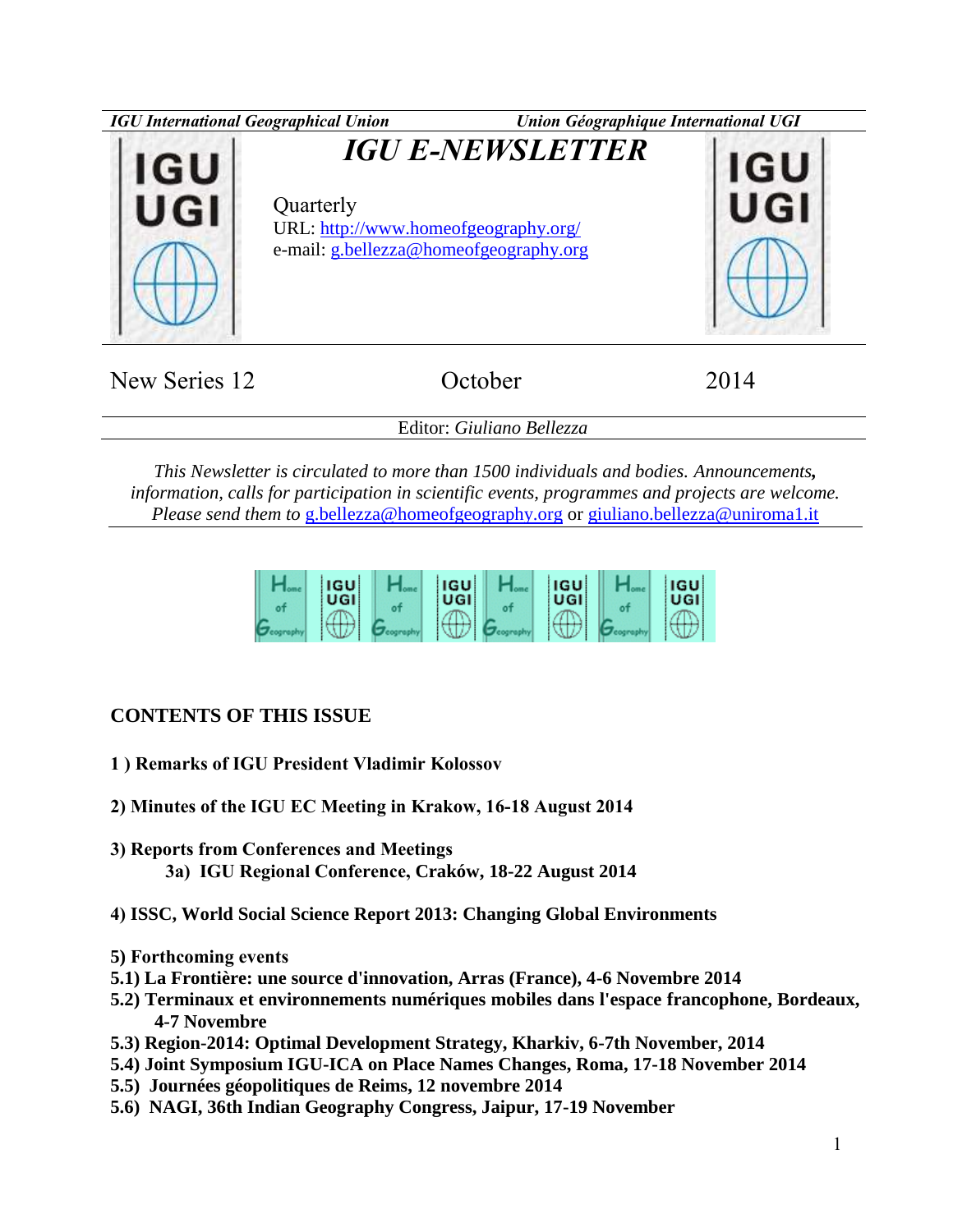*IGU International Geographical Union* *Union Géographique International UGI*

# *IGU E-NEWSLETTER*

Quarterly
URL: http://www.homeofgeography.org/
e-mail: g.bellezza@homeofgeography.org

New Series 12 October 2014

Editor: *Giuliano Bellezza*

*This Newsletter is circulated to more than 1500 individuals and bodies. Announcements, information, calls for participation in scientific events, programmes and projects are welcome. Please send them to* g.bellezza@homeofgeography.org or giuliano.bellezza@uniroma1.it

## CONTENTS OF THIS ISSUE

**1 ) Remarks of IGU President Vladimir Kolossov**

**2) Minutes of the IGU EC Meeting in Krakow, 16-18 August 2014**

**3) Reports from Conferences and Meetings**
**3a) IGU Regional Conference, Craków, 18-22 August 2014**

**4) ISSC, World Social Science Report 2013: Changing Global Environments**

**5) Forthcoming events**
**5.1) La Frontière: une source d'innovation, Arras (France), 4-6 Novembre 2014**
**5.2) Terminaux et environnements numériques mobiles dans l'espace francophone, Bordeaux, 4-7 Novembre**
**5.3) Region-2014: Optimal Development Strategy, Kharkiv, 6-7th November, 2014**
**5.4) Joint Symposium IGU-ICA on Place Names Changes, Roma, 17-18 November 2014**
**5.5) Journées géopolitiques de Reims, 12 novembre 2014**
**5.6) NAGI, 36th Indian Geography Congress, Jaipur, 17-19 November**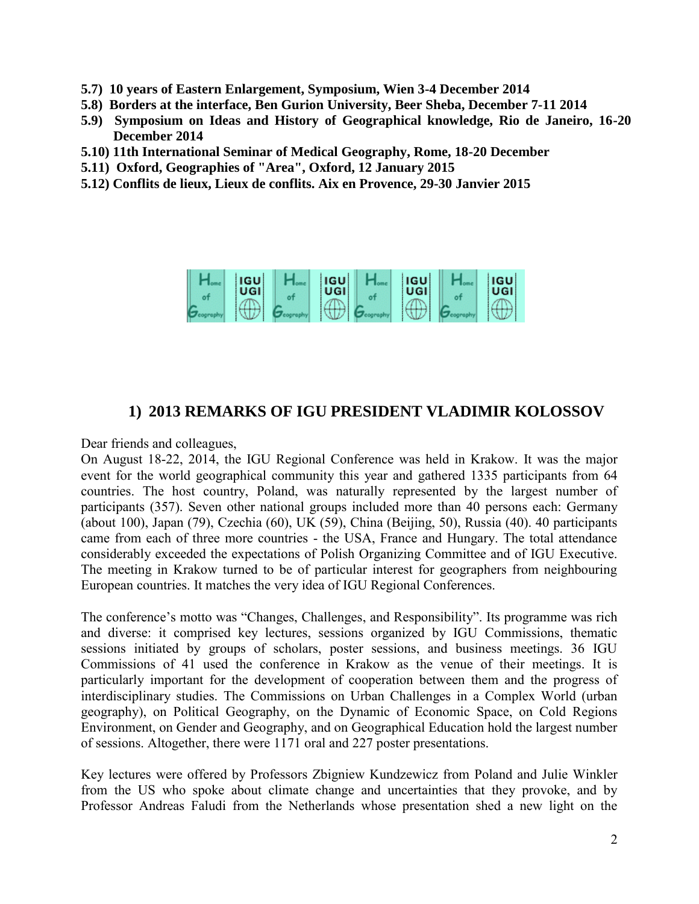**5.7) 10 years of Eastern Enlargement, Symposium, Wien 3-4 December 2014**

**5.8) Borders at the interface, Ben Gurion University, Beer Sheba, December 7-11 2014**

**5.9) Symposium on Ideas and History of Geographical knowledge, Rio de Janeiro, 16-20 December 2014**

**5.10) 11th International Seminar of Medical Geography, Rome, 18-20 December**

**5.11) Oxford, Geographies of "Area", Oxford, 12 January 2015**

**5.12) Conflits de lieux, Lieux de conflits. Aix en Provence, 29-30 Janvier 2015**

## 1) 2013 REMARKS OF IGU PRESIDENT VLADIMIR KOLOSSOV

Dear friends and colleagues,

On August 18-22, 2014, the IGU Regional Conference was held in Krakow. It was the major event for the world geographical community this year and gathered 1335 participants from 64 countries. The host country, Poland, was naturally represented by the largest number of participants (357). Seven other national groups included more than 40 persons each: Germany (about 100), Japan (79), Czechia (60), UK (59), China (Beijing, 50), Russia (40). 40 participants came from each of three more countries - the USA, France and Hungary. The total attendance considerably exceeded the expectations of Polish Organizing Committee and of IGU Executive. The meeting in Krakow turned to be of particular interest for geographers from neighbouring European countries. It matches the very idea of IGU Regional Conferences.

The conference's motto was "Changes, Challenges, and Responsibility". Its programme was rich and diverse: it comprised key lectures, sessions organized by IGU Commissions, thematic sessions initiated by groups of scholars, poster sessions, and business meetings. 36 IGU Commissions of 41 used the conference in Krakow as the venue of their meetings. It is particularly important for the development of cooperation between them and the progress of interdisciplinary studies. The Commissions on Urban Challenges in a Complex World (urban geography), on Political Geography, on the Dynamic of Economic Space, on Cold Regions Environment, on Gender and Geography, and on Geographical Education hold the largest number of sessions. Altogether, there were 1171 oral and 227 poster presentations.

Key lectures were offered by Professors Zbigniew Kundzewicz from Poland and Julie Winkler from the US who spoke about climate change and uncertainties that they provoke, and by Professor Andreas Faludi from the Netherlands whose presentation shed a new light on the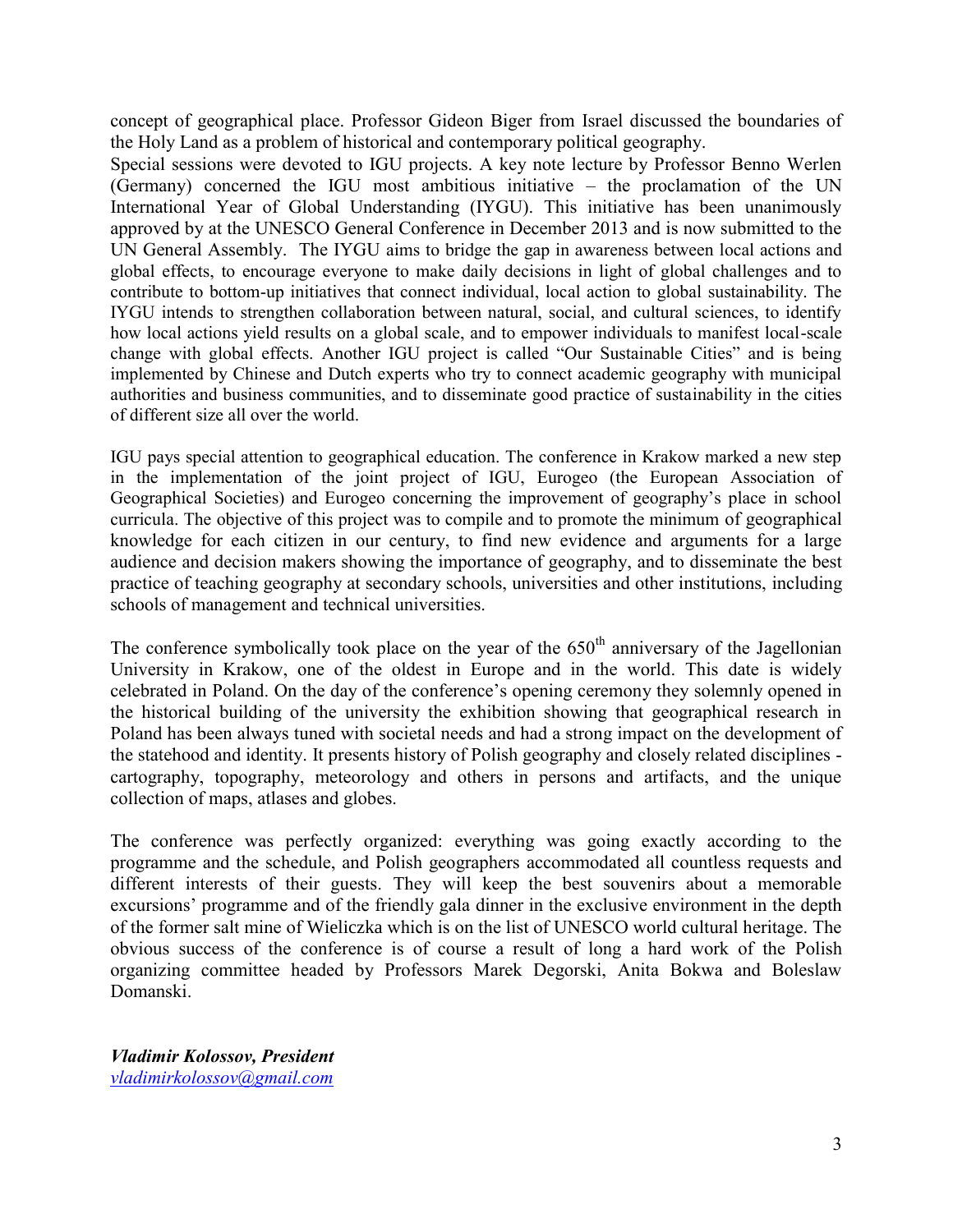concept of geographical place. Professor Gideon Biger from Israel discussed the boundaries of the Holy Land as a problem of historical and contemporary political geography.
Special sessions were devoted to IGU projects. A key note lecture by Professor Benno Werlen (Germany) concerned the IGU most ambitious initiative – the proclamation of the UN International Year of Global Understanding (IYGU). This initiative has been unanimously approved by at the UNESCO General Conference in December 2013 and is now submitted to the UN General Assembly. The IYGU aims to bridge the gap in awareness between local actions and global effects, to encourage everyone to make daily decisions in light of global challenges and to contribute to bottom-up initiatives that connect individual, local action to global sustainability. The IYGU intends to strengthen collaboration between natural, social, and cultural sciences, to identify how local actions yield results on a global scale, and to empower individuals to manifest local-scale change with global effects. Another IGU project is called "Our Sustainable Cities" and is being implemented by Chinese and Dutch experts who try to connect academic geography with municipal authorities and business communities, and to disseminate good practice of sustainability in the cities of different size all over the world.

IGU pays special attention to geographical education. The conference in Krakow marked a new step in the implementation of the joint project of IGU, Eurogeo (the European Association of Geographical Societies) and Eurogeo concerning the improvement of geography's place in school curricula. The objective of this project was to compile and to promote the minimum of geographical knowledge for each citizen in our century, to find new evidence and arguments for a large audience and decision makers showing the importance of geography, and to disseminate the best practice of teaching geography at secondary schools, universities and other institutions, including schools of management and technical universities.

The conference symbolically took place on the year of the 650th anniversary of the Jagellonian University in Krakow, one of the oldest in Europe and in the world. This date is widely celebrated in Poland. On the day of the conference's opening ceremony they solemnly opened in the historical building of the university the exhibition showing that geographical research in Poland has been always tuned with societal needs and had a strong impact on the development of the statehood and identity. It presents history of Polish geography and closely related disciplines - cartography, topography, meteorology and others in persons and artifacts, and the unique collection of maps, atlases and globes.

The conference was perfectly organized: everything was going exactly according to the programme and the schedule, and Polish geographers accommodated all countless requests and different interests of their guests. They will keep the best souvenirs about a memorable excursions' programme and of the friendly gala dinner in the exclusive environment in the depth of the former salt mine of Wieliczka which is on the list of UNESCO world cultural heritage. The obvious success of the conference is of course a result of long a hard work of the Polish organizing committee headed by Professors Marek Degorski, Anita Bokwa and Boleslaw Domanski.

***Vladimir Kolossov, President***
*vladimirkolossov@gmail.com*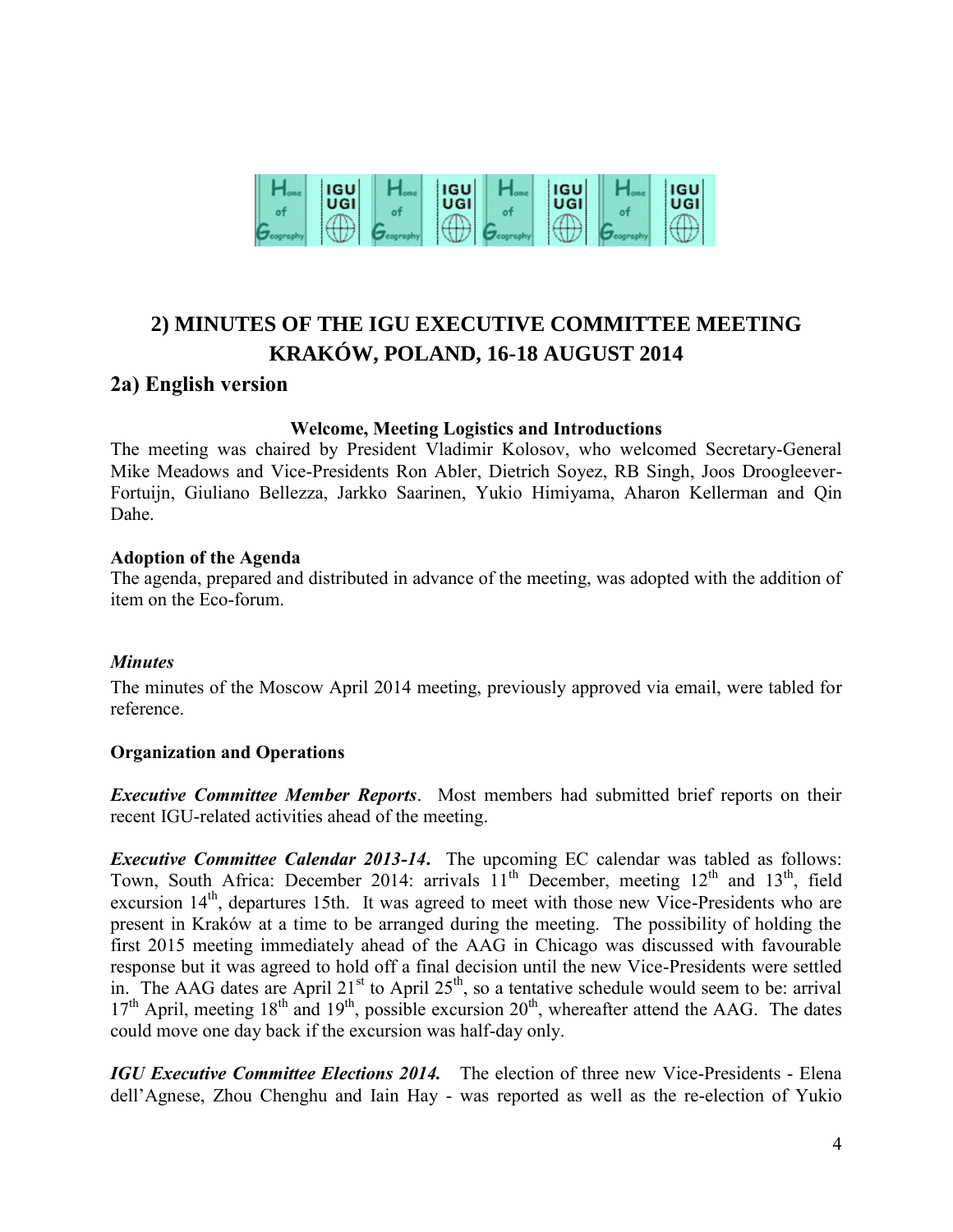## 2) MINUTES OF THE IGU EXECUTIVE COMMITTEE MEETING KRAKÓW, POLAND, 16-18 AUGUST 2014

### 2a) English version

**Welcome, Meeting Logistics and Introductions**

The meeting was chaired by President Vladimir Kolosov, who welcomed Secretary-General Mike Meadows and Vice-Presidents Ron Abler, Dietrich Soyez, RB Singh, Joos Droogleever-Fortuijn, Giuliano Bellezza, Jarkko Saarinen, Yukio Himiyama, Aharon Kellerman and Qin Dahe.

**Adoption of the Agenda**

The agenda, prepared and distributed in advance of the meeting, was adopted with the addition of item on the Eco-forum.

***Minutes***

The minutes of the Moscow April 2014 meeting, previously approved via email, were tabled for reference.

**Organization and Operations**

***Executive Committee Member Reports***. Most members had submitted brief reports on their recent IGU-related activities ahead of the meeting.

***Executive Committee Calendar 2013-14***. The upcoming EC calendar was tabled as follows: Town, South Africa: December 2014: arrivals 11th December, meeting 12th and 13th, field excursion 14th, departures 15th. It was agreed to meet with those new Vice-Presidents who are present in Kraków at a time to be arranged during the meeting. The possibility of holding the first 2015 meeting immediately ahead of the AAG in Chicago was discussed with favourable response but it was agreed to hold off a final decision until the new Vice-Presidents were settled in. The AAG dates are April 21st to April 25th, so a tentative schedule would seem to be: arrival 17th April, meeting 18th and 19th, possible excursion 20th, whereafter attend the AAG. The dates could move one day back if the excursion was half-day only.

***IGU Executive Committee Elections 2014.*** The election of three new Vice-Presidents - Elena dell'Agnese, Zhou Chenghu and Iain Hay - was reported as well as the re-election of Yukio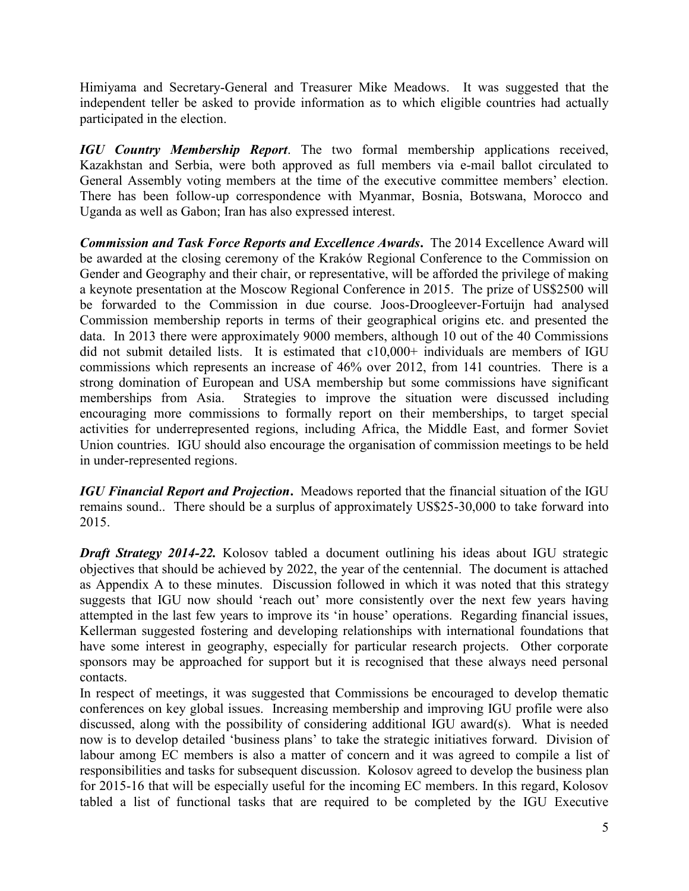Himiyama and Secretary-General and Treasurer Mike Meadows. It was suggested that the independent teller be asked to provide information as to which eligible countries had actually participated in the election.

***IGU Country Membership Report***. The two formal membership applications received, Kazakhstan and Serbia, were both approved as full members via e-mail ballot circulated to General Assembly voting members at the time of the executive committee members' election. There has been follow-up correspondence with Myanmar, Bosnia, Botswana, Morocco and Uganda as well as Gabon; Iran has also expressed interest.

***Commission and Task Force Reports and Excellence Awards***. The 2014 Excellence Award will be awarded at the closing ceremony of the Kraków Regional Conference to the Commission on Gender and Geography and their chair, or representative, will be afforded the privilege of making a keynote presentation at the Moscow Regional Conference in 2015. The prize of US$2500 will be forwarded to the Commission in due course. Joos-Droogleever-Fortuijn had analysed Commission membership reports in terms of their geographical origins etc. and presented the data. In 2013 there were approximately 9000 members, although 10 out of the 40 Commissions did not submit detailed lists. It is estimated that c10,000+ individuals are members of IGU commissions which represents an increase of 46% over 2012, from 141 countries. There is a strong domination of European and USA membership but some commissions have significant memberships from Asia. Strategies to improve the situation were discussed including encouraging more commissions to formally report on their memberships, to target special activities for underrepresented regions, including Africa, the Middle East, and former Soviet Union countries. IGU should also encourage the organisation of commission meetings to be held in under-represented regions.

***IGU Financial Report and Projection***. Meadows reported that the financial situation of the IGU remains sound.. There should be a surplus of approximately US$25-30,000 to take forward into 2015.

***Draft Strategy 2014-22.*** Kolosov tabled a document outlining his ideas about IGU strategic objectives that should be achieved by 2022, the year of the centennial. The document is attached as Appendix A to these minutes. Discussion followed in which it was noted that this strategy suggests that IGU now should 'reach out' more consistently over the next few years having attempted in the last few years to improve its 'in house' operations. Regarding financial issues, Kellerman suggested fostering and developing relationships with international foundations that have some interest in geography, especially for particular research projects. Other corporate sponsors may be approached for support but it is recognised that these always need personal contacts.

In respect of meetings, it was suggested that Commissions be encouraged to develop thematic conferences on key global issues. Increasing membership and improving IGU profile were also discussed, along with the possibility of considering additional IGU award(s). What is needed now is to develop detailed 'business plans' to take the strategic initiatives forward. Division of labour among EC members is also a matter of concern and it was agreed to compile a list of responsibilities and tasks for subsequent discussion. Kolosov agreed to develop the business plan for 2015-16 that will be especially useful for the incoming EC members. In this regard, Kolosov tabled a list of functional tasks that are required to be completed by the IGU Executive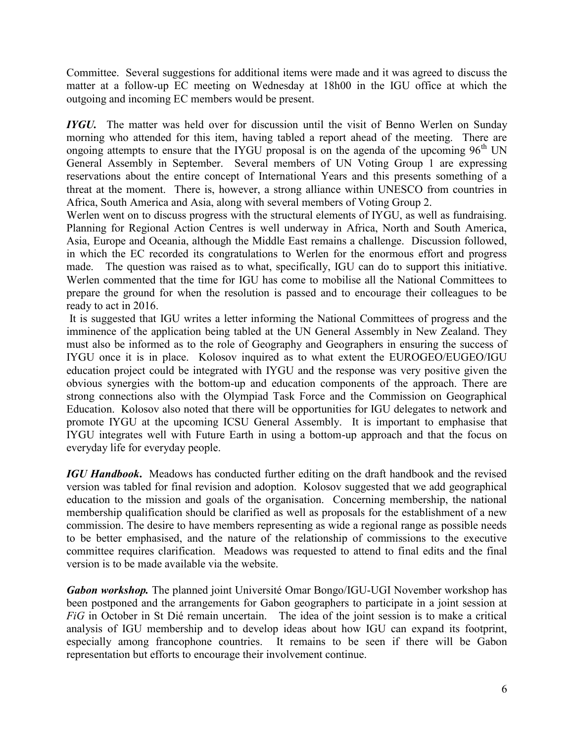Committee. Several suggestions for additional items were made and it was agreed to discuss the matter at a follow-up EC meeting on Wednesday at 18h00 in the IGU office at which the outgoing and incoming EC members would be present.

***IYGU.*** The matter was held over for discussion until the visit of Benno Werlen on Sunday morning who attended for this item, having tabled a report ahead of the meeting. There are ongoing attempts to ensure that the IYGU proposal is on the agenda of the upcoming 96th UN General Assembly in September. Several members of UN Voting Group 1 are expressing reservations about the entire concept of International Years and this presents something of a threat at the moment. There is, however, a strong alliance within UNESCO from countries in Africa, South America and Asia, along with several members of Voting Group 2.

Werlen went on to discuss progress with the structural elements of IYGU, as well as fundraising. Planning for Regional Action Centres is well underway in Africa, North and South America, Asia, Europe and Oceania, although the Middle East remains a challenge. Discussion followed, in which the EC recorded its congratulations to Werlen for the enormous effort and progress made. The question was raised as to what, specifically, IGU can do to support this initiative. Werlen commented that the time for IGU has come to mobilise all the National Committees to prepare the ground for when the resolution is passed and to encourage their colleagues to be ready to act in 2016.

It is suggested that IGU writes a letter informing the National Committees of progress and the imminence of the application being tabled at the UN General Assembly in New Zealand. They must also be informed as to the role of Geography and Geographers in ensuring the success of IYGU once it is in place. Kolosov inquired as to what extent the EUROGEO/EUGEO/IGU education project could be integrated with IYGU and the response was very positive given the obvious synergies with the bottom-up and education components of the approach. There are strong connections also with the Olympiad Task Force and the Commission on Geographical Education. Kolosov also noted that there will be opportunities for IGU delegates to network and promote IYGU at the upcoming ICSU General Assembly. It is important to emphasise that IYGU integrates well with Future Earth in using a bottom-up approach and that the focus on everyday life for everyday people.

***IGU Handbook*.** Meadows has conducted further editing on the draft handbook and the revised version was tabled for final revision and adoption. Kolosov suggested that we add geographical education to the mission and goals of the organisation. Concerning membership, the national membership qualification should be clarified as well as proposals for the establishment of a new commission. The desire to have members representing as wide a regional range as possible needs to be better emphasised, and the nature of the relationship of commissions to the executive committee requires clarification. Meadows was requested to attend to final edits and the final version is to be made available via the website.

***Gabon workshop.*** The planned joint Université Omar Bongo/IGU-UGI November workshop has been postponed and the arrangements for Gabon geographers to participate in a joint session at *FiG* in October in St Dié remain uncertain. The idea of the joint session is to make a critical analysis of IGU membership and to develop ideas about how IGU can expand its footprint, especially among francophone countries. It remains to be seen if there will be Gabon representation but efforts to encourage their involvement continue.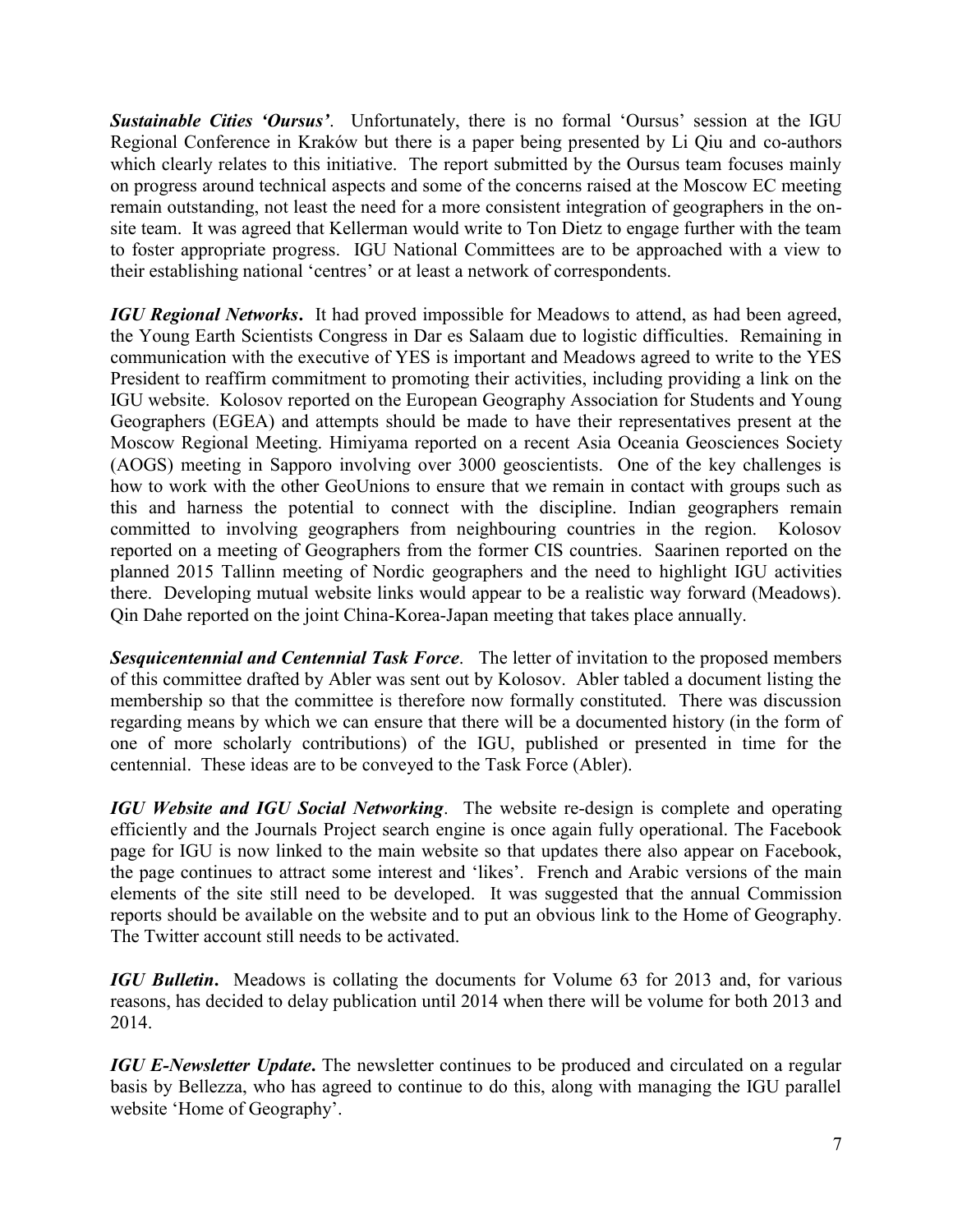***Sustainable Cities 'Oursus'***. Unfortunately, there is no formal 'Oursus' session at the IGU Regional Conference in Kraków but there is a paper being presented by Li Qiu and co-authors which clearly relates to this initiative. The report submitted by the Oursus team focuses mainly on progress around technical aspects and some of the concerns raised at the Moscow EC meeting remain outstanding, not least the need for a more consistent integration of geographers in the on-site team. It was agreed that Kellerman would write to Ton Dietz to engage further with the team to foster appropriate progress. IGU National Committees are to be approached with a view to their establishing national 'centres' or at least a network of correspondents.

***IGU Regional Networks***. It had proved impossible for Meadows to attend, as had been agreed, the Young Earth Scientists Congress in Dar es Salaam due to logistic difficulties. Remaining in communication with the executive of YES is important and Meadows agreed to write to the YES President to reaffirm commitment to promoting their activities, including providing a link on the IGU website. Kolosov reported on the European Geography Association for Students and Young Geographers (EGEA) and attempts should be made to have their representatives present at the Moscow Regional Meeting. Himiyama reported on a recent Asia Oceania Geosciences Society (AOGS) meeting in Sapporo involving over 3000 geoscientists. One of the key challenges is how to work with the other GeoUnions to ensure that we remain in contact with groups such as this and harness the potential to connect with the discipline. Indian geographers remain committed to involving geographers from neighbouring countries in the region. Kolosov reported on a meeting of Geographers from the former CIS countries. Saarinen reported on the planned 2015 Tallinn meeting of Nordic geographers and the need to highlight IGU activities there. Developing mutual website links would appear to be a realistic way forward (Meadows). Qin Dahe reported on the joint China-Korea-Japan meeting that takes place annually.

***Sesquicentennial and Centennial Task Force***. The letter of invitation to the proposed members of this committee drafted by Abler was sent out by Kolosov. Abler tabled a document listing the membership so that the committee is therefore now formally constituted. There was discussion regarding means by which we can ensure that there will be a documented history (in the form of one of more scholarly contributions) of the IGU, published or presented in time for the centennial. These ideas are to be conveyed to the Task Force (Abler).

***IGU Website and IGU Social Networking***. The website re-design is complete and operating efficiently and the Journals Project search engine is once again fully operational. The Facebook page for IGU is now linked to the main website so that updates there also appear on Facebook, the page continues to attract some interest and 'likes'. French and Arabic versions of the main elements of the site still need to be developed. It was suggested that the annual Commission reports should be available on the website and to put an obvious link to the Home of Geography. The Twitter account still needs to be activated.

***IGU Bulletin***. Meadows is collating the documents for Volume 63 for 2013 and, for various reasons, has decided to delay publication until 2014 when there will be volume for both 2013 and 2014.

***IGU E-Newsletter Update***. The newsletter continues to be produced and circulated on a regular basis by Bellezza, who has agreed to continue to do this, along with managing the IGU parallel website 'Home of Geography'.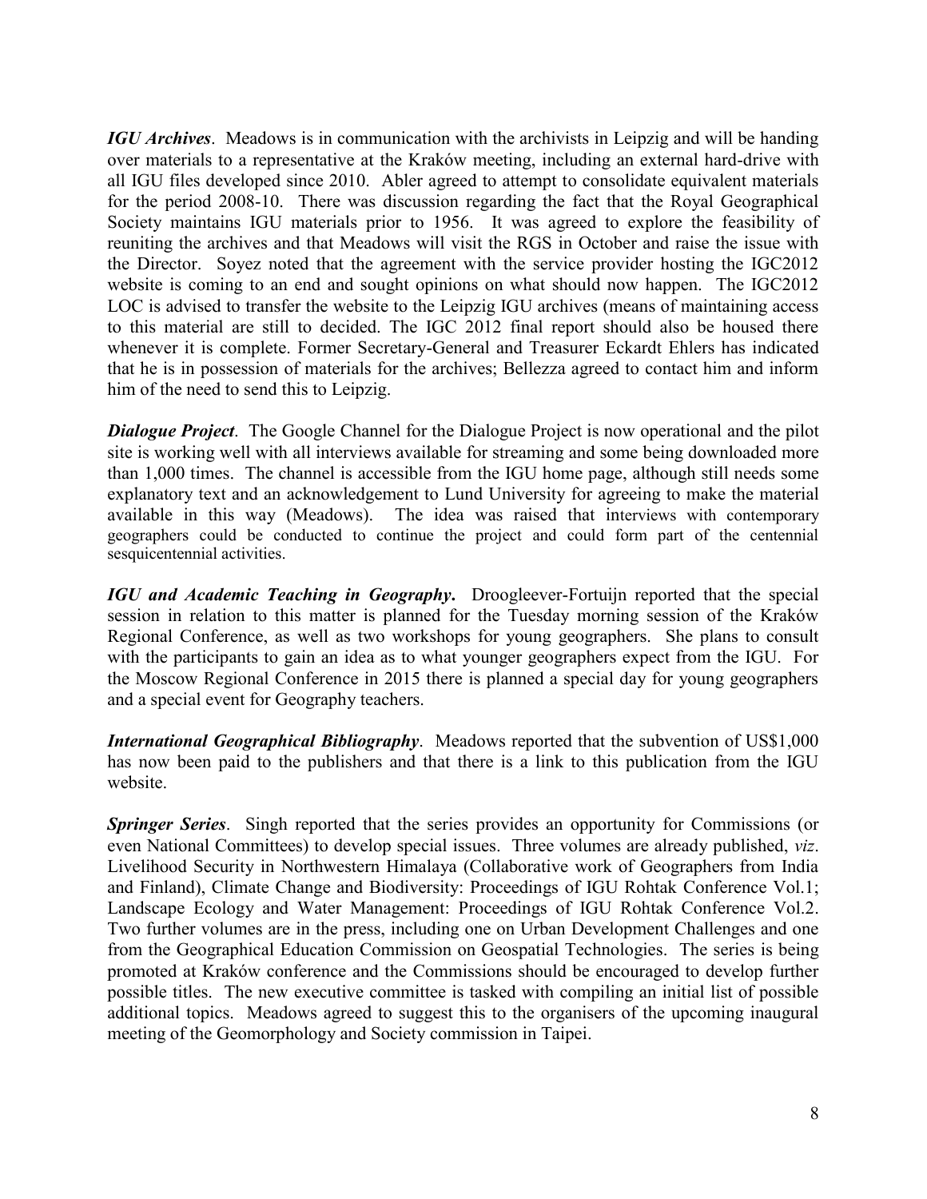***IGU Archives***. Meadows is in communication with the archivists in Leipzig and will be handing over materials to a representative at the Kraków meeting, including an external hard-drive with all IGU files developed since 2010. Abler agreed to attempt to consolidate equivalent materials for the period 2008-10. There was discussion regarding the fact that the Royal Geographical Society maintains IGU materials prior to 1956. It was agreed to explore the feasibility of reuniting the archives and that Meadows will visit the RGS in October and raise the issue with the Director. Soyez noted that the agreement with the service provider hosting the IGC2012 website is coming to an end and sought opinions on what should now happen. The IGC2012 LOC is advised to transfer the website to the Leipzig IGU archives (means of maintaining access to this material are still to decided. The IGC 2012 final report should also be housed there whenever it is complete. Former Secretary-General and Treasurer Eckardt Ehlers has indicated that he is in possession of materials for the archives; Bellezza agreed to contact him and inform him of the need to send this to Leipzig.

***Dialogue Project***. The Google Channel for the Dialogue Project is now operational and the pilot site is working well with all interviews available for streaming and some being downloaded more than 1,000 times. The channel is accessible from the IGU home page, although still needs some explanatory text and an acknowledgement to Lund University for agreeing to make the material available in this way (Meadows). The idea was raised that interviews with contemporary geographers could be conducted to continue the project and could form part of the centennial sesquicentennial activities.

***IGU and Academic Teaching in Geography***. Droogleever-Fortuijn reported that the special session in relation to this matter is planned for the Tuesday morning session of the Kraków Regional Conference, as well as two workshops for young geographers. She plans to consult with the participants to gain an idea as to what younger geographers expect from the IGU. For the Moscow Regional Conference in 2015 there is planned a special day for young geographers and a special event for Geography teachers.

***International Geographical Bibliography***. Meadows reported that the subvention of US$1,000 has now been paid to the publishers and that there is a link to this publication from the IGU website.

***Springer Series***. Singh reported that the series provides an opportunity for Commissions (or even National Committees) to develop special issues. Three volumes are already published, *viz*. Livelihood Security in Northwestern Himalaya (Collaborative work of Geographers from India and Finland), Climate Change and Biodiversity: Proceedings of IGU Rohtak Conference Vol.1; Landscape Ecology and Water Management: Proceedings of IGU Rohtak Conference Vol.2. Two further volumes are in the press, including one on Urban Development Challenges and one from the Geographical Education Commission on Geospatial Technologies. The series is being promoted at Kraków conference and the Commissions should be encouraged to develop further possible titles. The new executive committee is tasked with compiling an initial list of possible additional topics. Meadows agreed to suggest this to the organisers of the upcoming inaugural meeting of the Geomorphology and Society commission in Taipei.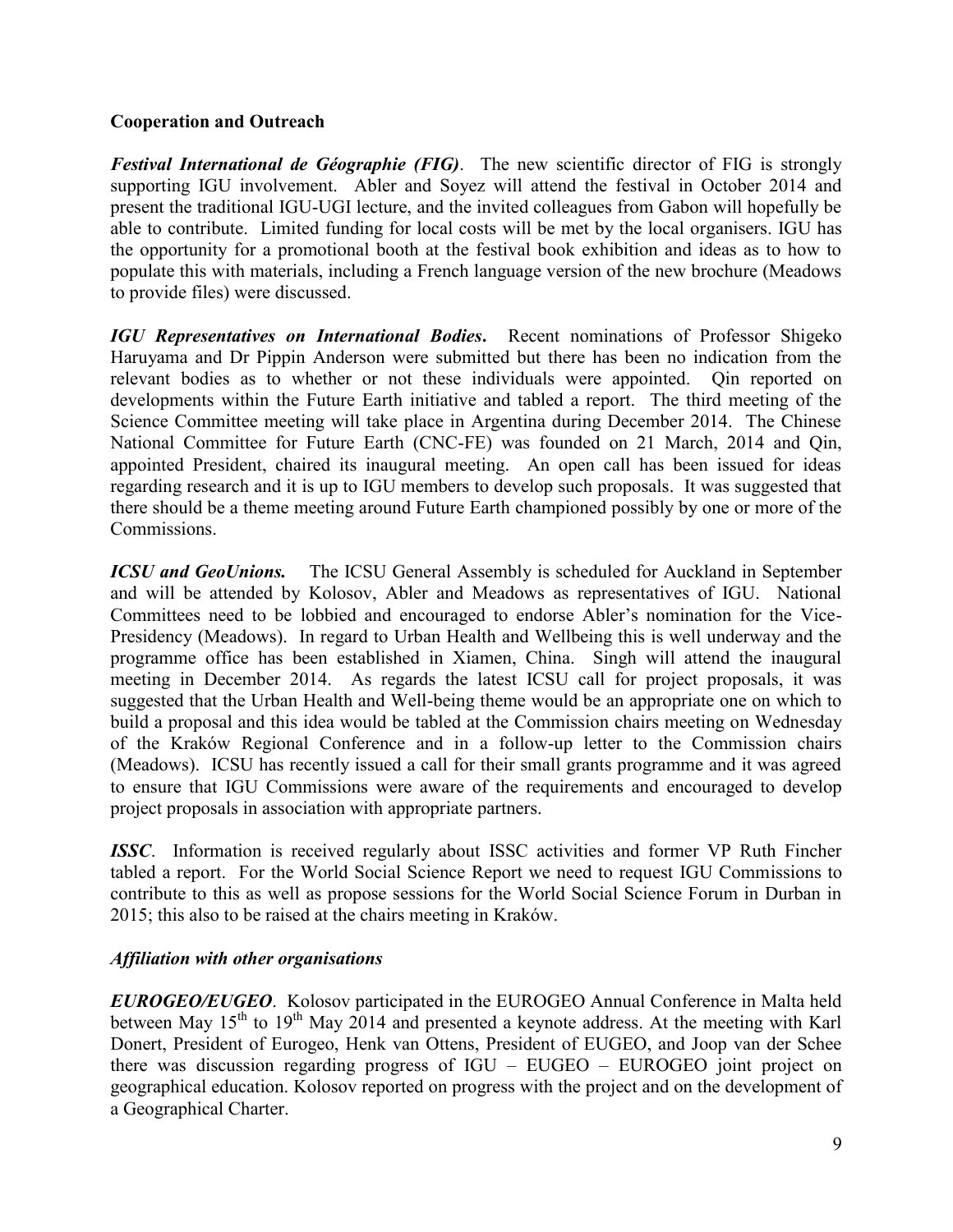## Cooperation and Outreach

***Festival International de Géographie (FIG)***. The new scientific director of FIG is strongly supporting IGU involvement. Abler and Soyez will attend the festival in October 2014 and present the traditional IGU-UGI lecture, and the invited colleagues from Gabon will hopefully be able to contribute. Limited funding for local costs will be met by the local organisers. IGU has the opportunity for a promotional booth at the festival book exhibition and ideas as to how to populate this with materials, including a French language version of the new brochure (Meadows to provide files) were discussed.

***IGU Representatives on International Bodies***. Recent nominations of Professor Shigeko Haruyama and Dr Pippin Anderson were submitted but there has been no indication from the relevant bodies as to whether or not these individuals were appointed. Qin reported on developments within the Future Earth initiative and tabled a report. The third meeting of the Science Committee meeting will take place in Argentina during December 2014. The Chinese National Committee for Future Earth (CNC-FE) was founded on 21 March, 2014 and Qin, appointed President, chaired its inaugural meeting. An open call has been issued for ideas regarding research and it is up to IGU members to develop such proposals. It was suggested that there should be a theme meeting around Future Earth championed possibly by one or more of the Commissions.

***ICSU and GeoUnions.*** The ICSU General Assembly is scheduled for Auckland in September and will be attended by Kolosov, Abler and Meadows as representatives of IGU. National Committees need to be lobbied and encouraged to endorse Abler's nomination for the Vice-Presidency (Meadows). In regard to Urban Health and Wellbeing this is well underway and the programme office has been established in Xiamen, China. Singh will attend the inaugural meeting in December 2014. As regards the latest ICSU call for project proposals, it was suggested that the Urban Health and Well-being theme would be an appropriate one on which to build a proposal and this idea would be tabled at the Commission chairs meeting on Wednesday of the Kraków Regional Conference and in a follow-up letter to the Commission chairs (Meadows). ICSU has recently issued a call for their small grants programme and it was agreed to ensure that IGU Commissions were aware of the requirements and encouraged to develop project proposals in association with appropriate partners.

***ISSC***. Information is received regularly about ISSC activities and former VP Ruth Fincher tabled a report. For the World Social Science Report we need to request IGU Commissions to contribute to this as well as propose sessions for the World Social Science Forum in Durban in 2015; this also to be raised at the chairs meeting in Kraków.

### *Affiliation with other organisations*

***EUROGEO/EUGEO***. Kolosov participated in the EUROGEO Annual Conference in Malta held between May 15th to 19th May 2014 and presented a keynote address. At the meeting with Karl Donert, President of Eurogeo, Henk van Ottens, President of EUGEO, and Joop van der Schee there was discussion regarding progress of IGU – EUGEO – EUROGEO joint project on geographical education. Kolosov reported on progress with the project and on the development of a Geographical Charter.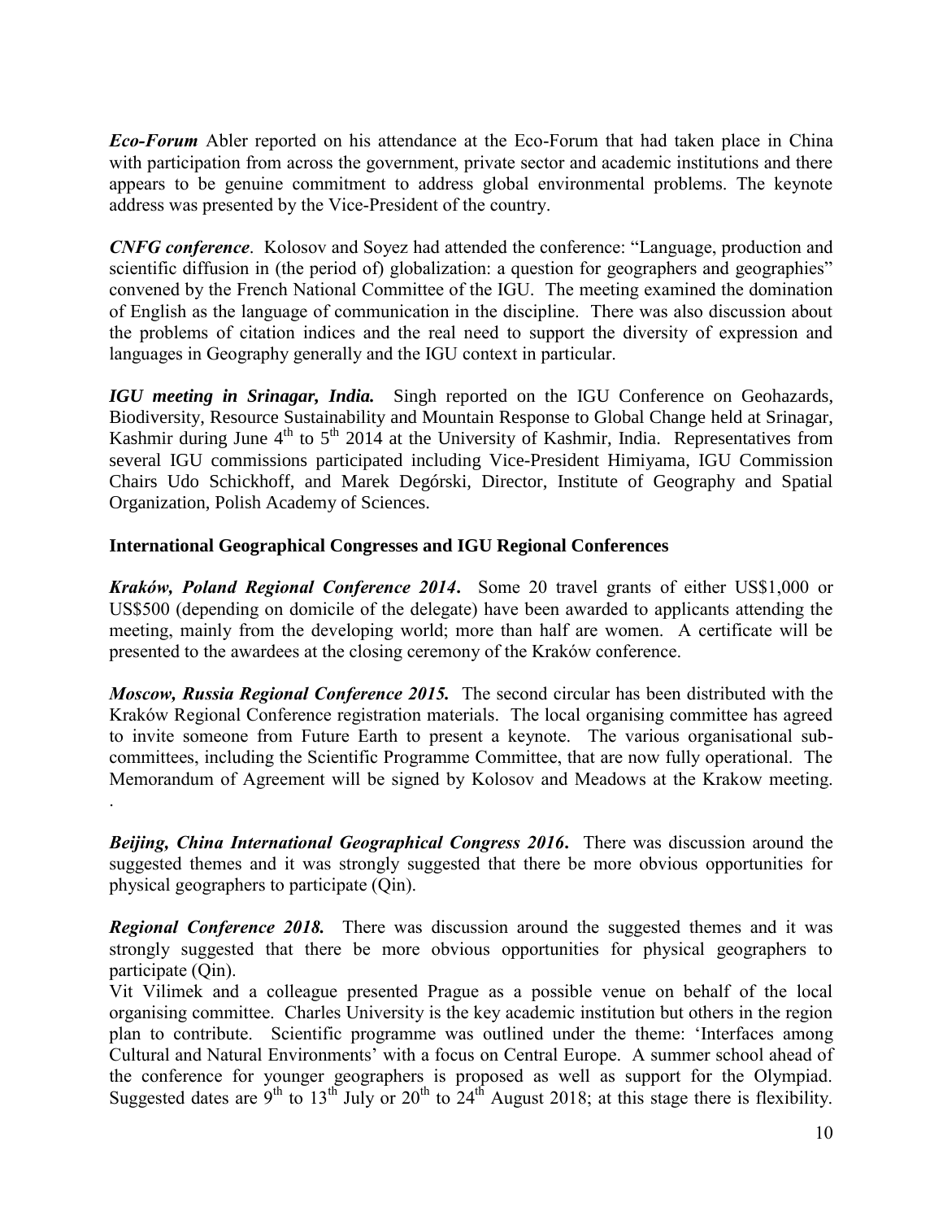***Eco-Forum*** Abler reported on his attendance at the Eco-Forum that had taken place in China with participation from across the government, private sector and academic institutions and there appears to be genuine commitment to address global environmental problems. The keynote address was presented by the Vice-President of the country.

***CNFG conference***. Kolosov and Soyez had attended the conference: "Language, production and scientific diffusion in (the period of) globalization: a question for geographers and geographies" convened by the French National Committee of the IGU. The meeting examined the domination of English as the language of communication in the discipline. There was also discussion about the problems of citation indices and the real need to support the diversity of expression and languages in Geography generally and the IGU context in particular.

***IGU meeting in Srinagar, India.*** Singh reported on the IGU Conference on Geohazards, Biodiversity, Resource Sustainability and Mountain Response to Global Change held at Srinagar, Kashmir during June 4th to 5th 2014 at the University of Kashmir, India. Representatives from several IGU commissions participated including Vice-President Himiyama, IGU Commission Chairs Udo Schickhoff, and Marek Degórski, Director, Institute of Geography and Spatial Organization, Polish Academy of Sciences.

## International Geographical Congresses and IGU Regional Conferences

***Kraków, Poland Regional Conference 2014***. Some 20 travel grants of either US$1,000 or US$500 (depending on domicile of the delegate) have been awarded to applicants attending the meeting, mainly from the developing world; more than half are women. A certificate will be presented to the awardees at the closing ceremony of the Kraków conference.

***Moscow, Russia Regional Conference 2015.*** The second circular has been distributed with the Kraków Regional Conference registration materials. The local organising committee has agreed to invite someone from Future Earth to present a keynote. The various organisational sub-committees, including the Scientific Programme Committee, that are now fully operational. The Memorandum of Agreement will be signed by Kolosov and Meadows at the Krakow meeting.
.

***Beijing, China International Geographical Congress 2016***. There was discussion around the suggested themes and it was strongly suggested that there be more obvious opportunities for physical geographers to participate (Qin).

***Regional Conference 2018.*** There was discussion around the suggested themes and it was strongly suggested that there be more obvious opportunities for physical geographers to participate (Qin).

Vit Vilimek and a colleague presented Prague as a possible venue on behalf of the local organising committee. Charles University is the key academic institution but others in the region plan to contribute. Scientific programme was outlined under the theme: 'Interfaces among Cultural and Natural Environments' with a focus on Central Europe. A summer school ahead of the conference for younger geographers is proposed as well as support for the Olympiad. Suggested dates are 9th to 13th July or 20th to 24th August 2018; at this stage there is flexibility.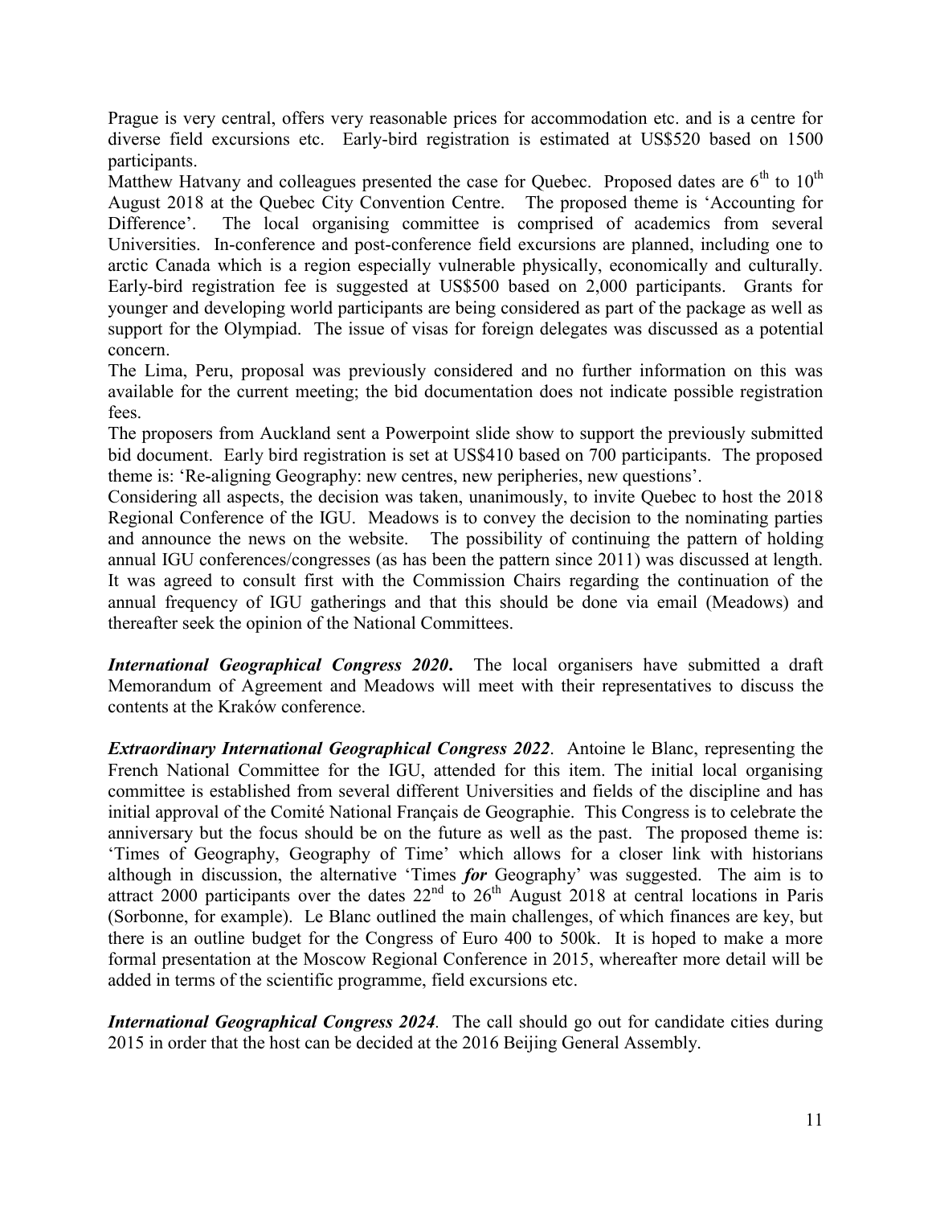Prague is very central, offers very reasonable prices for accommodation etc. and is a centre for diverse field excursions etc. Early-bird registration is estimated at US$520 based on 1500 participants.

Matthew Hatvany and colleagues presented the case for Quebec. Proposed dates are 6th to 10th August 2018 at the Quebec City Convention Centre. The proposed theme is 'Accounting for Difference'. The local organising committee is comprised of academics from several Universities. In-conference and post-conference field excursions are planned, including one to arctic Canada which is a region especially vulnerable physically, economically and culturally. Early-bird registration fee is suggested at US$500 based on 2,000 participants. Grants for younger and developing world participants are being considered as part of the package as well as support for the Olympiad. The issue of visas for foreign delegates was discussed as a potential concern.

The Lima, Peru, proposal was previously considered and no further information on this was available for the current meeting; the bid documentation does not indicate possible registration fees.

The proposers from Auckland sent a Powerpoint slide show to support the previously submitted bid document. Early bird registration is set at US$410 based on 700 participants. The proposed theme is: 'Re-aligning Geography: new centres, new peripheries, new questions'.

Considering all aspects, the decision was taken, unanimously, to invite Quebec to host the 2018 Regional Conference of the IGU. Meadows is to convey the decision to the nominating parties and announce the news on the website. The possibility of continuing the pattern of holding annual IGU conferences/congresses (as has been the pattern since 2011) was discussed at length. It was agreed to consult first with the Commission Chairs regarding the continuation of the annual frequency of IGU gatherings and that this should be done via email (Meadows) and thereafter seek the opinion of the National Committees.

***International Geographical Congress 2020***. The local organisers have submitted a draft Memorandum of Agreement and Meadows will meet with their representatives to discuss the contents at the Kraków conference.

***Extraordinary International Geographical Congress 2022***. Antoine le Blanc, representing the French National Committee for the IGU, attended for this item. The initial local organising committee is established from several different Universities and fields of the discipline and has initial approval of the Comité National Français de Geographie. This Congress is to celebrate the anniversary but the focus should be on the future as well as the past. The proposed theme is: 'Times of Geography, Geography of Time' which allows for a closer link with historians although in discussion, the alternative 'Times ***for*** Geography' was suggested. The aim is to attract 2000 participants over the dates 22nd to 26th August 2018 at central locations in Paris (Sorbonne, for example). Le Blanc outlined the main challenges, of which finances are key, but there is an outline budget for the Congress of Euro 400 to 500k. It is hoped to make a more formal presentation at the Moscow Regional Conference in 2015, whereafter more detail will be added in terms of the scientific programme, field excursions etc.

***International Geographical Congress 2024***. The call should go out for candidate cities during 2015 in order that the host can be decided at the 2016 Beijing General Assembly.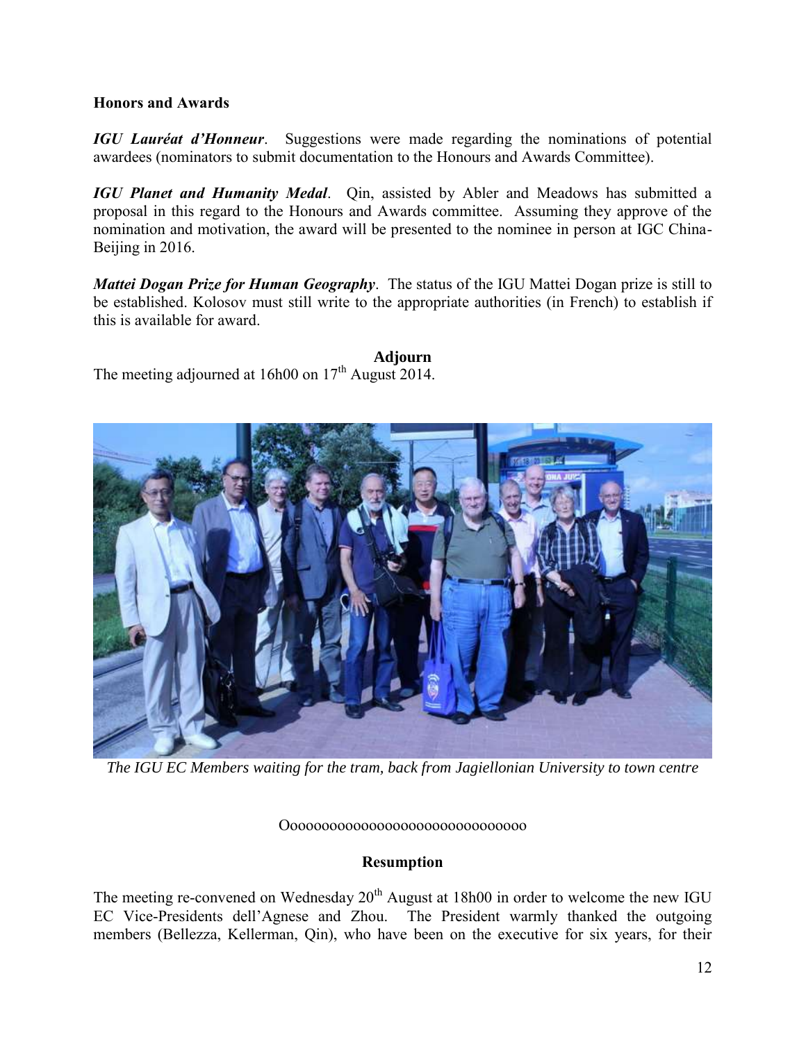**Honors and Awards**

***IGU Lauréat d'Honneur***. Suggestions were made regarding the nominations of potential awardees (nominators to submit documentation to the Honours and Awards Committee).

***IGU Planet and Humanity Medal***. Qin, assisted by Abler and Meadows has submitted a proposal in this regard to the Honours and Awards committee. Assuming they approve of the nomination and motivation, the award will be presented to the nominee in person at IGC China-Beijing in 2016.

***Mattei Dogan Prize for Human Geography***. The status of the IGU Mattei Dogan prize is still to be established. Kolosov must still write to the appropriate authorities (in French) to establish if this is available for award.

**Adjourn**

The meeting adjourned at 16h00 on 17th August 2014.

*The IGU EC Members waiting for the tram, back from Jagiellonian University to town centre*

Ooooooooooooooooooooooooooooooo

**Resumption**

The meeting re-convened on Wednesday 20th August at 18h00 in order to welcome the new IGU EC Vice-Presidents dell'Agnese and Zhou. The President warmly thanked the outgoing members (Bellezza, Kellerman, Qin), who have been on the executive for six years, for their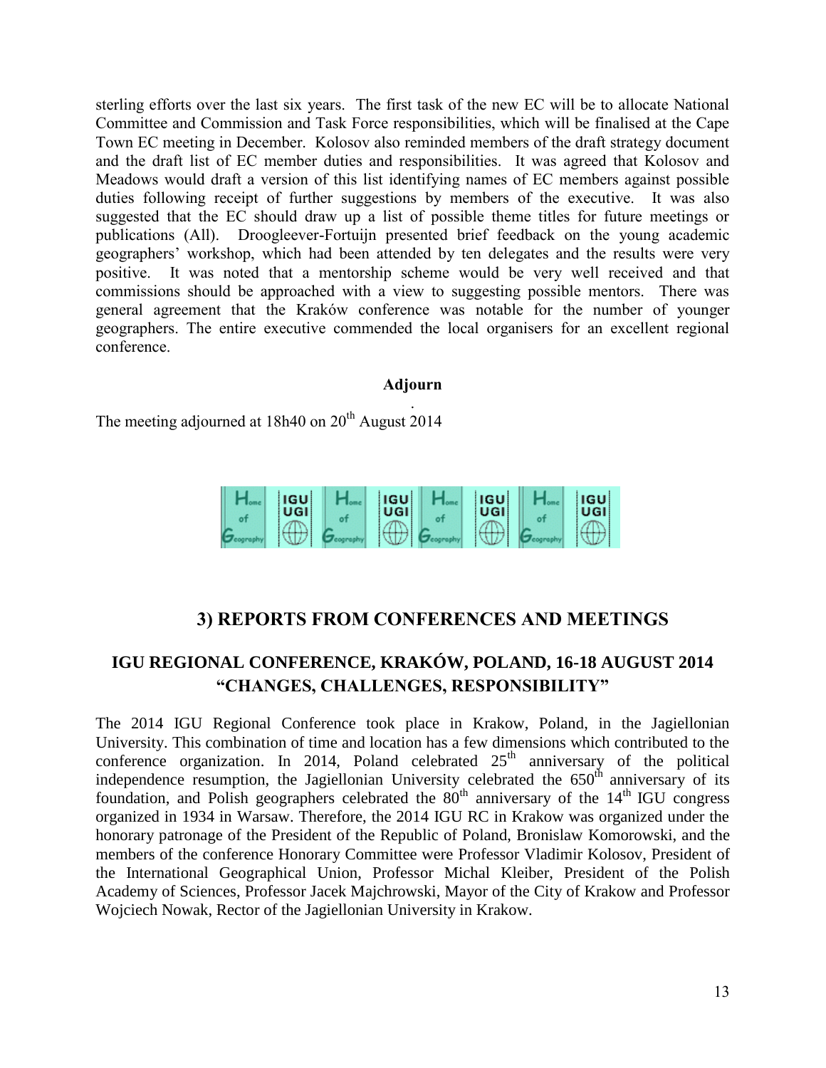sterling efforts over the last six years. The first task of the new EC will be to allocate National Committee and Commission and Task Force responsibilities, which will be finalised at the Cape Town EC meeting in December. Kolosov also reminded members of the draft strategy document and the draft list of EC member duties and responsibilities. It was agreed that Kolosov and Meadows would draft a version of this list identifying names of EC members against possible duties following receipt of further suggestions by members of the executive. It was also suggested that the EC should draw up a list of possible theme titles for future meetings or publications (All). Droogleever-Fortuijn presented brief feedback on the young academic geographers' workshop, which had been attended by ten delegates and the results were very positive. It was noted that a mentorship scheme would be very well received and that commissions should be approached with a view to suggesting possible mentors. There was general agreement that the Kraków conference was notable for the number of younger geographers. The entire executive commended the local organisers for an excellent regional conference.

**Adjourn**

The meeting adjourned at 18h40 on 20th August 2014

## 3) REPORTS FROM CONFERENCES AND MEETINGS

### IGU REGIONAL CONFERENCE, KRAKÓW, POLAND, 16-18 AUGUST 2014 "CHANGES, CHALLENGES, RESPONSIBILITY"

The 2014 IGU Regional Conference took place in Krakow, Poland, in the Jagiellonian University. This combination of time and location has a few dimensions which contributed to the conference organization. In 2014, Poland celebrated 25th anniversary of the political independence resumption, the Jagiellonian University celebrated the 650th anniversary of its foundation, and Polish geographers celebrated the 80th anniversary of the 14th IGU congress organized in 1934 in Warsaw. Therefore, the 2014 IGU RC in Krakow was organized under the honorary patronage of the President of the Republic of Poland, Bronislaw Komorowski, and the members of the conference Honorary Committee were Professor Vladimir Kolosov, President of the International Geographical Union, Professor Michal Kleiber, President of the Polish Academy of Sciences, Professor Jacek Majchrowski, Mayor of the City of Krakow and Professor Wojciech Nowak, Rector of the Jagiellonian University in Krakow.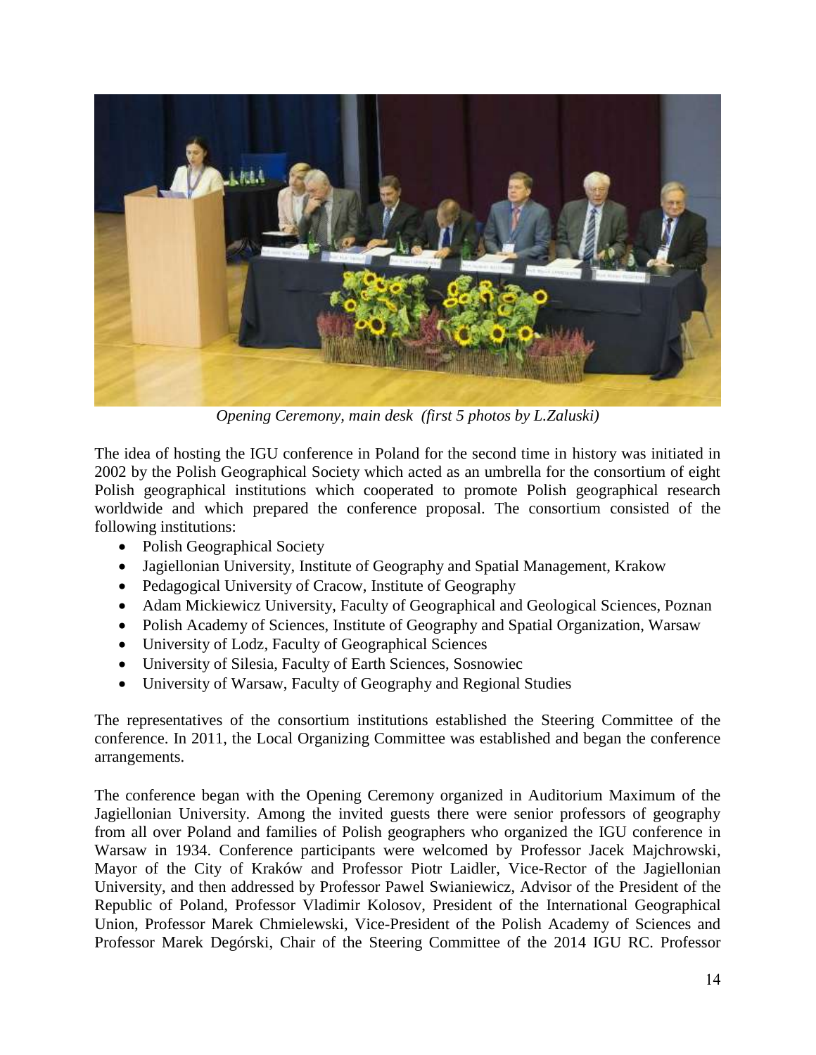*Opening Ceremony, main desk (first 5 photos by L.Zaluski)*

The idea of hosting the IGU conference in Poland for the second time in history was initiated in 2002 by the Polish Geographical Society which acted as an umbrella for the consortium of eight Polish geographical institutions which cooperated to promote Polish geographical research worldwide and which prepared the conference proposal. The consortium consisted of the following institutions:

- Polish Geographical Society
- Jagiellonian University, Institute of Geography and Spatial Management, Krakow
- Pedagogical University of Cracow, Institute of Geography
- Adam Mickiewicz University, Faculty of Geographical and Geological Sciences, Poznan
- Polish Academy of Sciences, Institute of Geography and Spatial Organization, Warsaw
- University of Lodz, Faculty of Geographical Sciences
- University of Silesia, Faculty of Earth Sciences, Sosnowiec
- University of Warsaw, Faculty of Geography and Regional Studies

The representatives of the consortium institutions established the Steering Committee of the conference. In 2011, the Local Organizing Committee was established and began the conference arrangements.

The conference began with the Opening Ceremony organized in Auditorium Maximum of the Jagiellonian University. Among the invited guests there were senior professors of geography from all over Poland and families of Polish geographers who organized the IGU conference in Warsaw in 1934. Conference participants were welcomed by Professor Jacek Majchrowski, Mayor of the City of Kraków and Professor Piotr Laidler, Vice-Rector of the Jagiellonian University, and then addressed by Professor Pawel Swianiewicz, Advisor of the President of the Republic of Poland, Professor Vladimir Kolosov, President of the International Geographical Union, Professor Marek Chmielewski, Vice-President of the Polish Academy of Sciences and Professor Marek Degórski, Chair of the Steering Committee of the 2014 IGU RC. Professor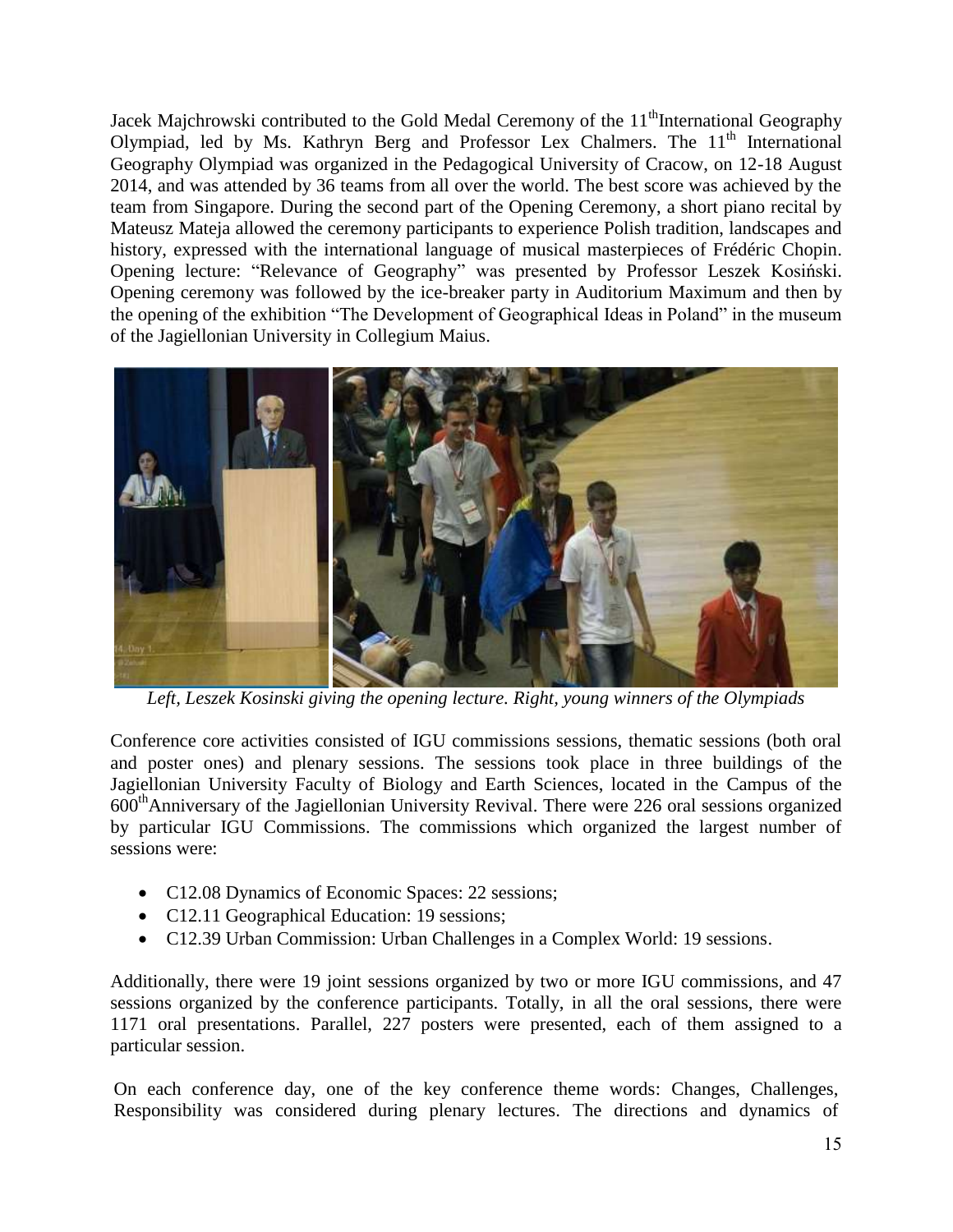Jacek Majchrowski contributed to the Gold Medal Ceremony of the 11th International Geography Olympiad, led by Ms. Kathryn Berg and Professor Lex Chalmers. The 11th International Geography Olympiad was organized in the Pedagogical University of Cracow, on 12-18 August 2014, and was attended by 36 teams from all over the world. The best score was achieved by the team from Singapore. During the second part of the Opening Ceremony, a short piano recital by Mateusz Mateja allowed the ceremony participants to experience Polish tradition, landscapes and history, expressed with the international language of musical masterpieces of Frédéric Chopin. Opening lecture: "Relevance of Geography" was presented by Professor Leszek Kosiński. Opening ceremony was followed by the ice-breaker party in Auditorium Maximum and then by the opening of the exhibition "The Development of Geographical Ideas in Poland" in the museum of the Jagiellonian University in Collegium Maius.

*Left, Leszek Kosinski giving the opening lecture. Right, young winners of the Olympiads*

Conference core activities consisted of IGU commissions sessions, thematic sessions (both oral and poster ones) and plenary sessions. The sessions took place in three buildings of the Jagiellonian University Faculty of Biology and Earth Sciences, located in the Campus of the 600th Anniversary of the Jagiellonian University Revival. There were 226 oral sessions organized by particular IGU Commissions. The commissions which organized the largest number of sessions were:

- C12.08 Dynamics of Economic Spaces: 22 sessions;
- C12.11 Geographical Education: 19 sessions;
- C12.39 Urban Commission: Urban Challenges in a Complex World: 19 sessions.

Additionally, there were 19 joint sessions organized by two or more IGU commissions, and 47 sessions organized by the conference participants. Totally, in all the oral sessions, there were 1171 oral presentations. Parallel, 227 posters were presented, each of them assigned to a particular session.

On each conference day, one of the key conference theme words: Changes, Challenges, Responsibility was considered during plenary lectures. The directions and dynamics of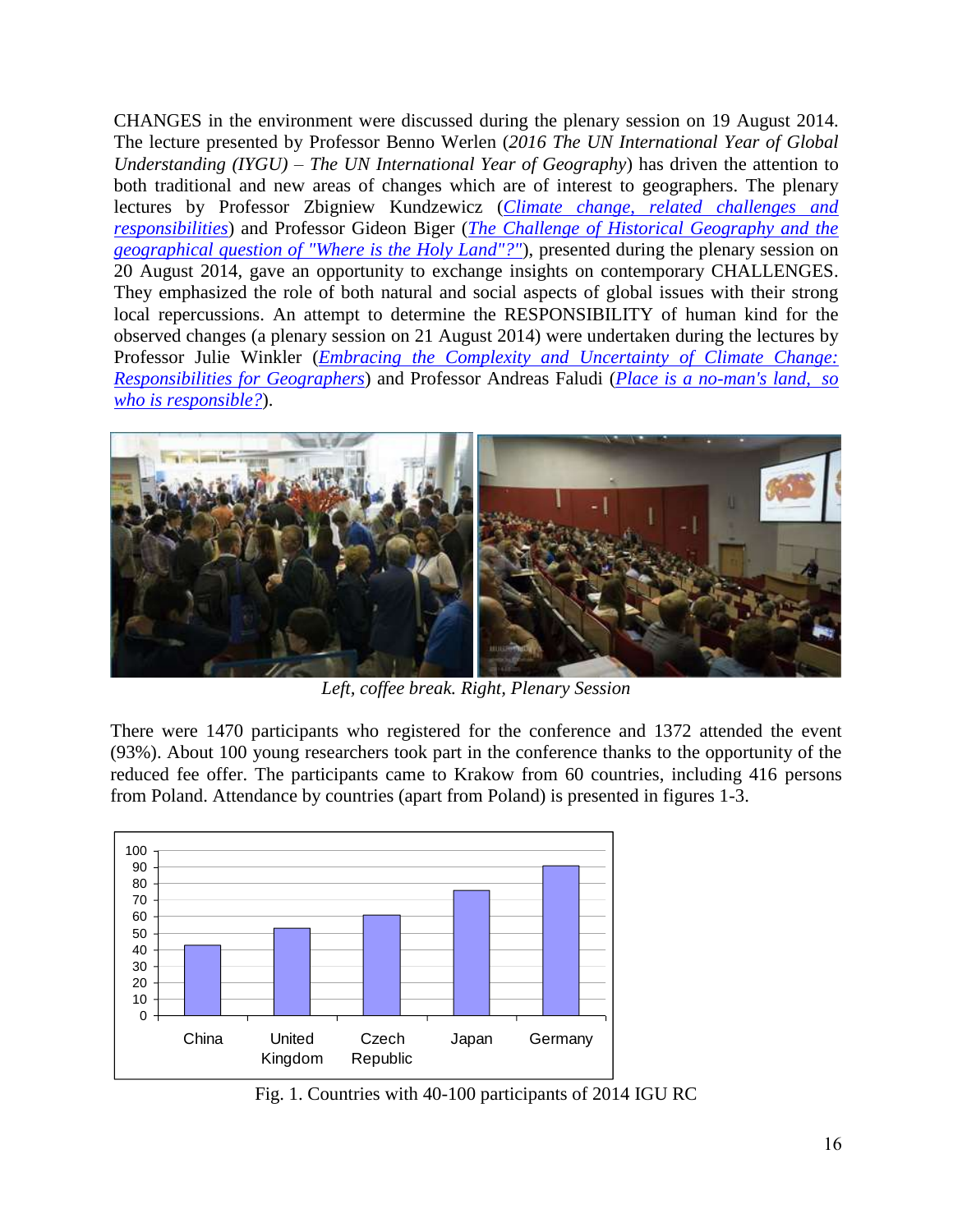CHANGES in the environment were discussed during the plenary session on 19 August 2014. The lecture presented by Professor Benno Werlen (*2016 The UN International Year of Global Understanding (IYGU) – The UN International Year of Geography*) has driven the attention to both traditional and new areas of changes which are of interest to geographers. The plenary lectures by Professor Zbigniew Kundzewicz (*Climate change, related challenges and responsibilities*) and Professor Gideon Biger (*The Challenge of Historical Geography and the geographical question of "Where is the Holy Land"?"*), presented during the plenary session on 20 August 2014, gave an opportunity to exchange insights on contemporary CHALLENGES. They emphasized the role of both natural and social aspects of global issues with their strong local repercussions. An attempt to determine the RESPONSIBILITY of human kind for the observed changes (a plenary session on 21 August 2014) were undertaken during the lectures by Professor Julie Winkler (*Embracing the Complexity and Uncertainty of Climate Change: Responsibilities for Geographers*) and Professor Andreas Faludi (*Place is a no-man's land, so who is responsible?*).

*Left, coffee break. Right, Plenary Session*

There were 1470 participants who registered for the conference and 1372 attended the event (93%). About 100 young researchers took part in the conference thanks to the opportunity of the reduced fee offer. The participants came to Krakow from 60 countries, including 416 persons from Poland. Attendance by countries (apart from Poland) is presented in figures 1-3.

Fig. 1. Countries with 40-100 participants of 2014 IGU RC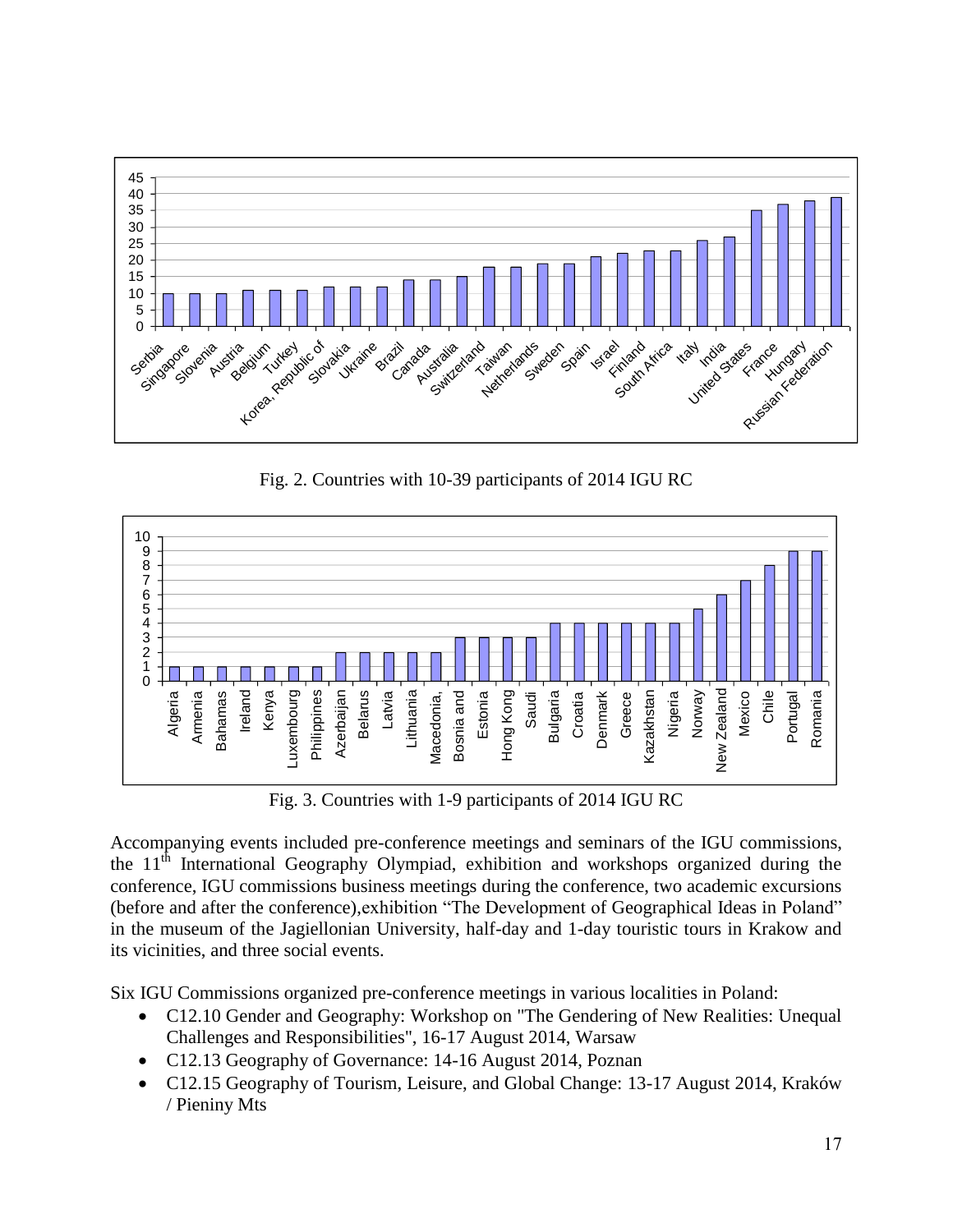Fig. 2. Countries with 10-39 participants of 2014 IGU RC

Fig. 3. Countries with 1-9 participants of 2014 IGU RC

Accompanying events included pre-conference meetings and seminars of the IGU commissions, the 11[th] International Geography Olympiad, exhibition and workshops organized during the conference, IGU commissions business meetings during the conference, two academic excursions (before and after the conference),exhibition "The Development of Geographical Ideas in Poland" in the museum of the Jagiellonian University, half-day and 1-day touristic tours in Krakow and its vicinities, and three social events.

Six IGU Commissions organized pre-conference meetings in various localities in Poland:

- C12.10 Gender and Geography: Workshop on "The Gendering of New Realities: Unequal Challenges and Responsibilities", 16-17 August 2014, Warsaw
- C12.13 Geography of Governance: 14-16 August 2014, Poznan
- C12.15 Geography of Tourism, Leisure, and Global Change: 13-17 August 2014, Kraków / Pieniny Mts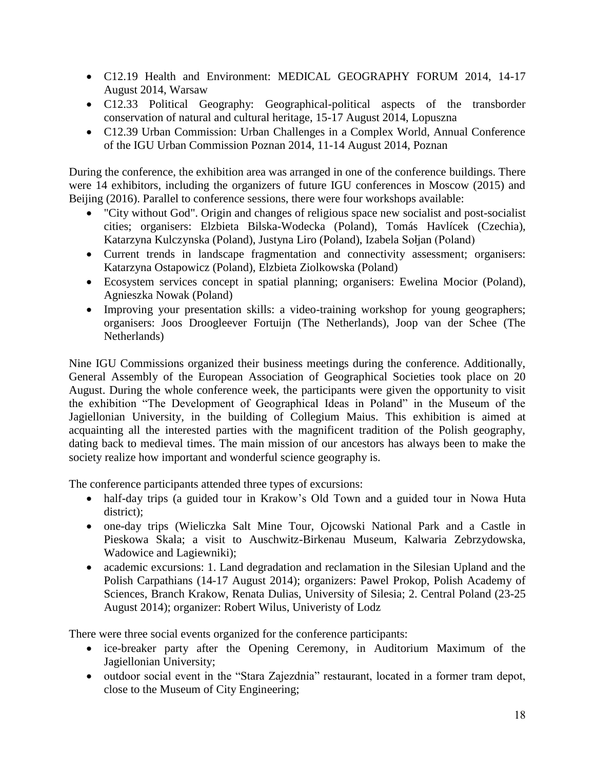- C12.19 Health and Environment: MEDICAL GEOGRAPHY FORUM 2014, 14-17 August 2014, Warsaw
- C12.33 Political Geography: Geographical-political aspects of the transborder conservation of natural and cultural heritage, 15-17 August 2014, Lopuszna
- C12.39 Urban Commission: Urban Challenges in a Complex World, Annual Conference of the IGU Urban Commission Poznan 2014, 11-14 August 2014, Poznan

During the conference, the exhibition area was arranged in one of the conference buildings. There were 14 exhibitors, including the organizers of future IGU conferences in Moscow (2015) and Beijing (2016). Parallel to conference sessions, there were four workshops available:

- "City without God". Origin and changes of religious space new socialist and post-socialist cities; organisers: Elzbieta Bilska-Wodecka (Poland), Tomás Havlícek (Czechia), Katarzyna Kulczynska (Poland), Justyna Liro (Poland), Izabela Sołjan (Poland)
- Current trends in landscape fragmentation and connectivity assessment; organisers: Katarzyna Ostapowicz (Poland), Elzbieta Ziolkowska (Poland)
- Ecosystem services concept in spatial planning; organisers: Ewelina Mocior (Poland), Agnieszka Nowak (Poland)
- Improving your presentation skills: a video-training workshop for young geographers; organisers: Joos Droogleever Fortuijn (The Netherlands), Joop van der Schee (The Netherlands)

Nine IGU Commissions organized their business meetings during the conference. Additionally, General Assembly of the European Association of Geographical Societies took place on 20 August. During the whole conference week, the participants were given the opportunity to visit the exhibition "The Development of Geographical Ideas in Poland" in the Museum of the Jagiellonian University, in the building of Collegium Maius. This exhibition is aimed at acquainting all the interested parties with the magnificent tradition of the Polish geography, dating back to medieval times. The main mission of our ancestors has always been to make the society realize how important and wonderful science geography is.

The conference participants attended three types of excursions:

- half-day trips (a guided tour in Krakow's Old Town and a guided tour in Nowa Huta district);
- one-day trips (Wieliczka Salt Mine Tour, Ojcowski National Park and a Castle in Pieskowa Skala; a visit to Auschwitz-Birkenau Museum, Kalwaria Zebrzydowska, Wadowice and Lagiewniki);
- academic excursions: 1. Land degradation and reclamation in the Silesian Upland and the Polish Carpathians (14-17 August 2014); organizers: Pawel Prokop, Polish Academy of Sciences, Branch Krakow, Renata Dulias, University of Silesia; 2. Central Poland (23-25 August 2014); organizer: Robert Wilus, Univeristy of Lodz

There were three social events organized for the conference participants:

- ice-breaker party after the Opening Ceremony, in Auditorium Maximum of the Jagiellonian University;
- outdoor social event in the "Stara Zajezdnia" restaurant, located in a former tram depot, close to the Museum of City Engineering;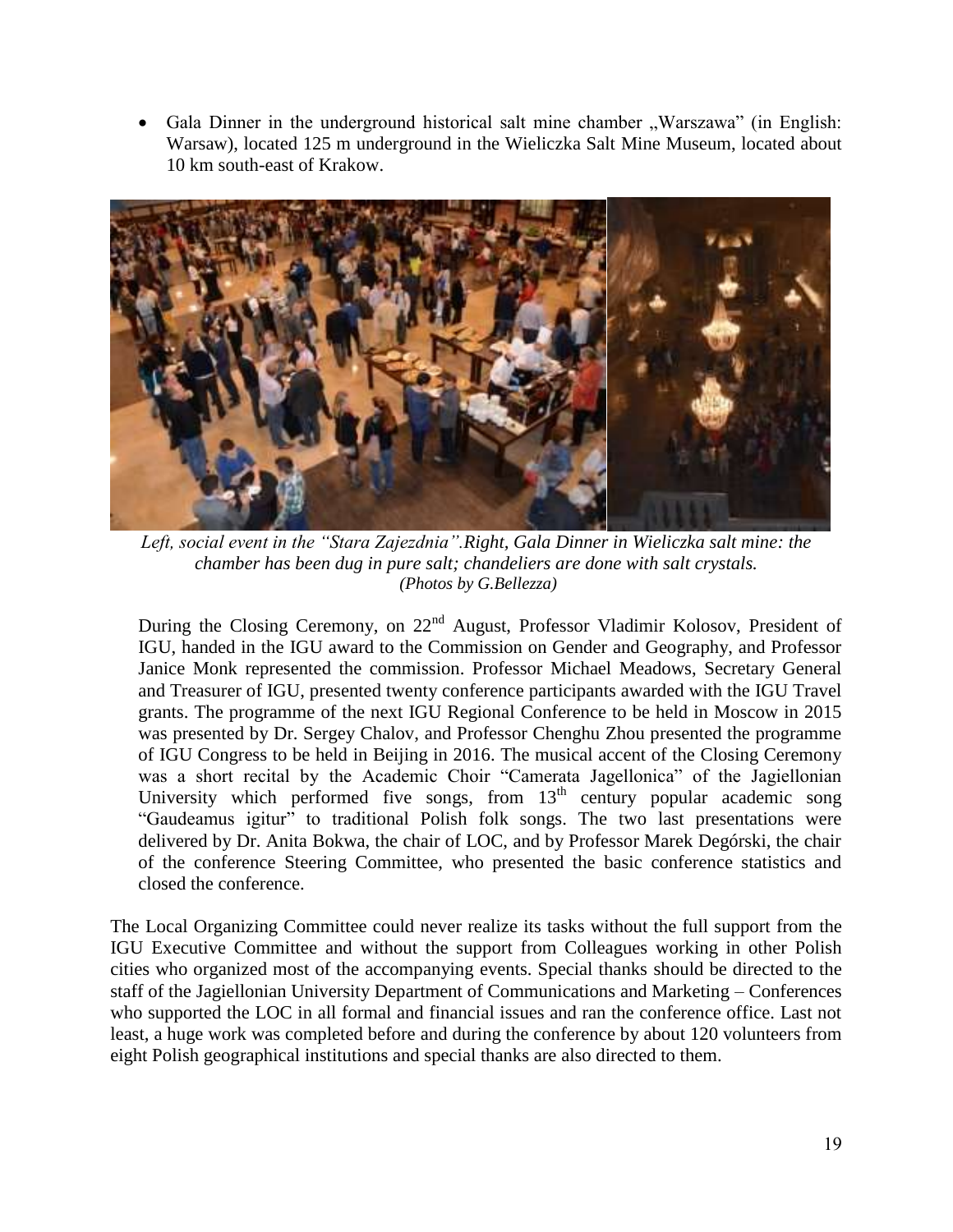- Gala Dinner in the underground historical salt mine chamber „Warszawa" (in English: Warsaw), located 125 m underground in the Wieliczka Salt Mine Museum, located about 10 km south-east of Krakow.

*Left, social event in the "Stara Zajezdnia".Right, Gala Dinner in Wieliczka salt mine: the chamber has been dug in pure salt; chandeliers are done with salt crystals. (Photos by G.Bellezza)*

During the Closing Ceremony, on 22nd August, Professor Vladimir Kolosov, President of IGU, handed in the IGU award to the Commission on Gender and Geography, and Professor Janice Monk represented the commission. Professor Michael Meadows, Secretary General and Treasurer of IGU, presented twenty conference participants awarded with the IGU Travel grants. The programme of the next IGU Regional Conference to be held in Moscow in 2015 was presented by Dr. Sergey Chalov, and Professor Chenghu Zhou presented the programme of IGU Congress to be held in Beijing in 2016. The musical accent of the Closing Ceremony was a short recital by the Academic Choir "Camerata Jagellonica" of the Jagiellonian University which performed five songs, from 13th century popular academic song "Gaudeamus igitur" to traditional Polish folk songs. The two last presentations were delivered by Dr. Anita Bokwa, the chair of LOC, and by Professor Marek Degórski, the chair of the conference Steering Committee, who presented the basic conference statistics and closed the conference.

The Local Organizing Committee could never realize its tasks without the full support from the IGU Executive Committee and without the support from Colleagues working in other Polish cities who organized most of the accompanying events. Special thanks should be directed to the staff of the Jagiellonian University Department of Communications and Marketing – Conferences who supported the LOC in all formal and financial issues and ran the conference office. Last not least, a huge work was completed before and during the conference by about 120 volunteers from eight Polish geographical institutions and special thanks are also directed to them.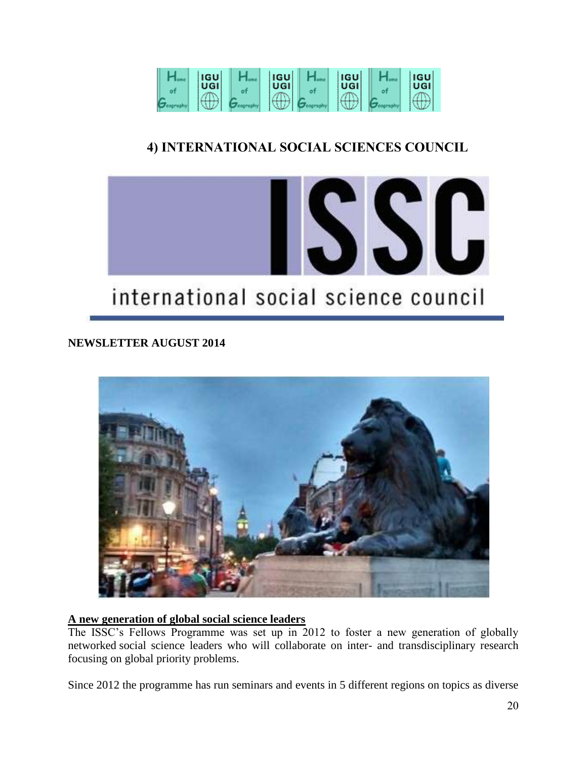## 4) INTERNATIONAL SOCIAL SCIENCES COUNCIL

**NEWSLETTER AUGUST 2014**

**A new generation of global social science leaders**

The ISSC's Fellows Programme was set up in 2012 to foster a new generation of globally networked social science leaders who will collaborate on inter- and transdisciplinary research focusing on global priority problems.

Since 2012 the programme has run seminars and events in 5 different regions on topics as diverse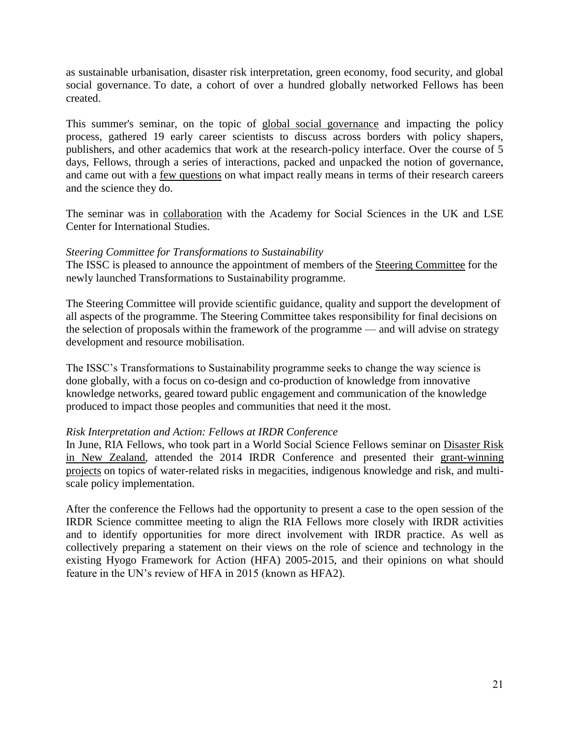as sustainable urbanisation, disaster risk interpretation, green economy, food security, and global social governance. To date, a cohort of over a hundred globally networked Fellows has been created.

This summer's seminar, on the topic of global social governance and impacting the policy process, gathered 19 early career scientists to discuss across borders with policy shapers, publishers, and other academics that work at the research-policy interface. Over the course of 5 days, Fellows, through a series of interactions, packed and unpacked the notion of governance, and came out with a few questions on what impact really means in terms of their research careers and the science they do.

The seminar was in collaboration with the Academy for Social Sciences in the UK and LSE Center for International Studies.

*Steering Committee for Transformations to Sustainability*

The ISSC is pleased to announce the appointment of members of the Steering Committee for the newly launched Transformations to Sustainability programme.

The Steering Committee will provide scientific guidance, quality and support the development of all aspects of the programme. The Steering Committee takes responsibility for final decisions on the selection of proposals within the framework of the programme — and will advise on strategy development and resource mobilisation.

The ISSC's Transformations to Sustainability programme seeks to change the way science is done globally, with a focus on co-design and co-production of knowledge from innovative knowledge networks, geared toward public engagement and communication of the knowledge produced to impact those peoples and communities that need it the most.

*Risk Interpretation and Action: Fellows at IRDR Conference*

In June, RIA Fellows, who took part in a World Social Science Fellows seminar on Disaster Risk in New Zealand, attended the 2014 IRDR Conference and presented their grant-winning projects on topics of water-related risks in megacities, indigenous knowledge and risk, and multi-scale policy implementation.

After the conference the Fellows had the opportunity to present a case to the open session of the IRDR Science committee meeting to align the RIA Fellows more closely with IRDR activities and to identify opportunities for more direct involvement with IRDR practice. As well as collectively preparing a statement on their views on the role of science and technology in the existing Hyogo Framework for Action (HFA) 2005-2015, and their opinions on what should feature in the UN's review of HFA in 2015 (known as HFA2).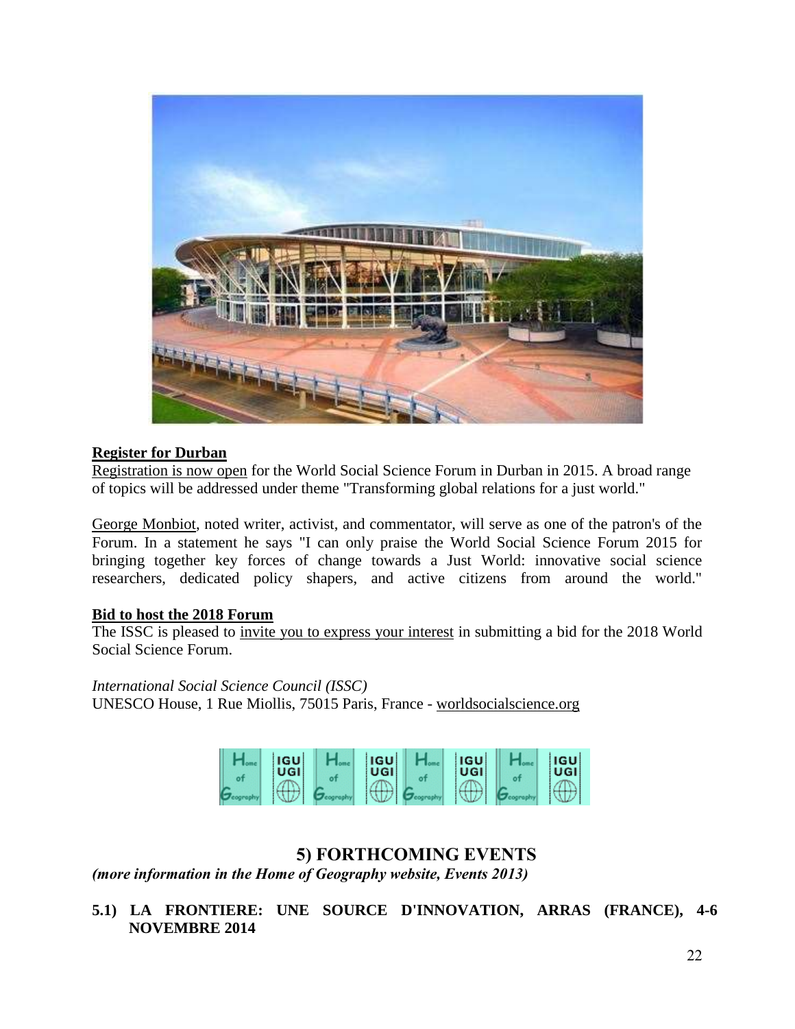**Register for Durban**

Registration is now open for the World Social Science Forum in Durban in 2015. A broad range of topics will be addressed under theme "Transforming global relations for a just world."

George Monbiot, noted writer, activist, and commentator, will serve as one of the patron's of the Forum. In a statement he says "I can only praise the World Social Science Forum 2015 for bringing together key forces of change towards a Just World: innovative social science researchers, dedicated policy shapers, and active citizens from around the world."

**Bid to host the 2018 Forum**

The ISSC is pleased to invite you to express your interest in submitting a bid for the 2018 World Social Science Forum.

*International Social Science Council (ISSC)*
UNESCO House, 1 Rue Miollis, 75015 Paris, France - worldsocialscience.org

## 5) FORTHCOMING EVENTS

***(more information in the Home of Geography website, Events 2013)***

### 5.1) LA FRONTIERE: UNE SOURCE D'INNOVATION, ARRAS (FRANCE), 4-6 NOVEMBRE 2014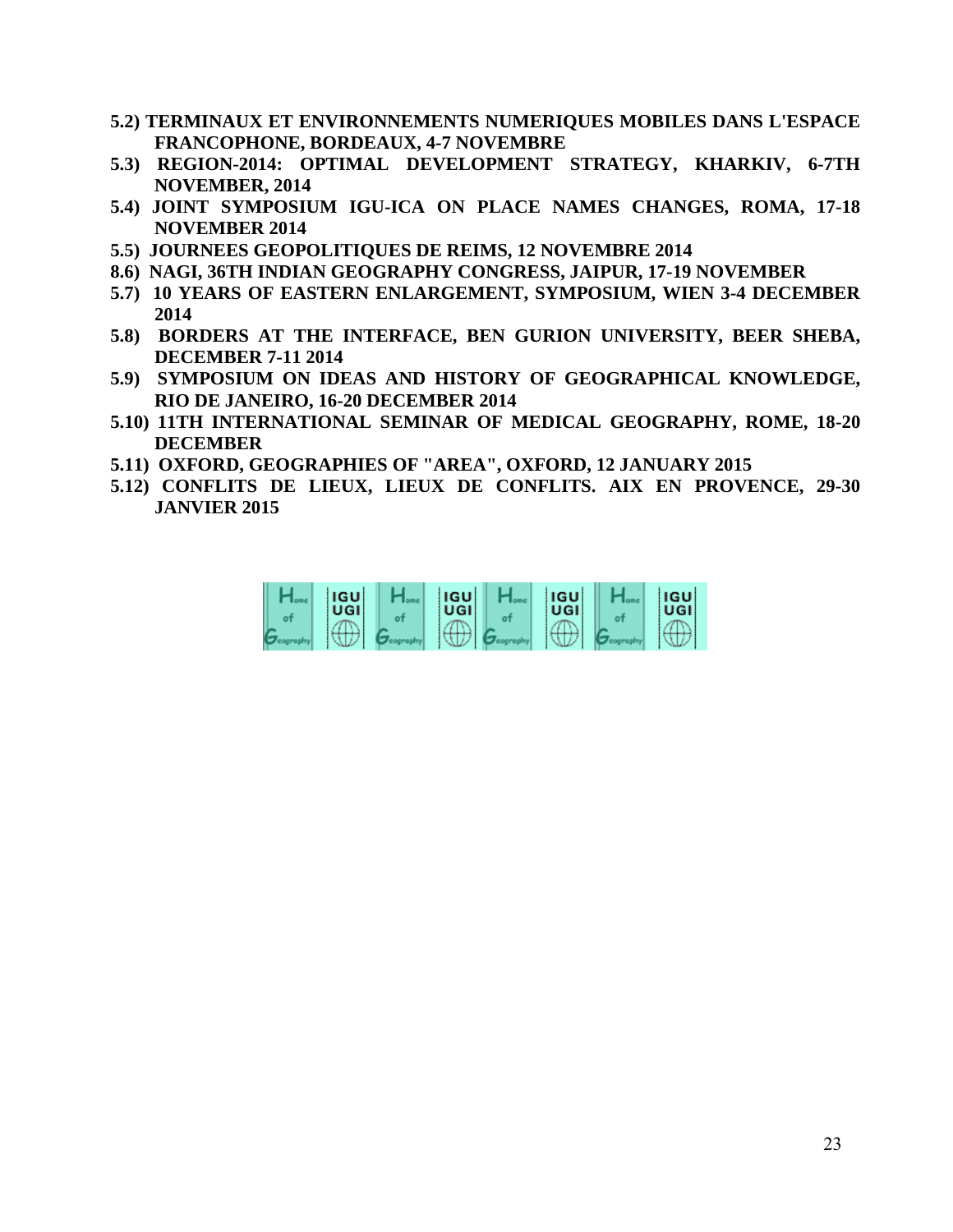**5.2) TERMINAUX ET ENVIRONNEMENTS NUMERIQUES MOBILES DANS L'ESPACE FRANCOPHONE, BORDEAUX, 4-7 NOVEMBRE**

**5.3) REGION-2014: OPTIMAL DEVELOPMENT STRATEGY, KHARKIV, 6-7TH NOVEMBER, 2014**

**5.4) JOINT SYMPOSIUM IGU-ICA ON PLACE NAMES CHANGES, ROMA, 17-18 NOVEMBER 2014**

**5.5) JOURNEES GEOPOLITIQUES DE REIMS, 12 NOVEMBRE 2014**

**8.6) NAGI, 36TH INDIAN GEOGRAPHY CONGRESS, JAIPUR, 17-19 NOVEMBER**

**5.7) 10 YEARS OF EASTERN ENLARGEMENT, SYMPOSIUM, WIEN 3-4 DECEMBER 2014**

**5.8) BORDERS AT THE INTERFACE, BEN GURION UNIVERSITY, BEER SHEBA, DECEMBER 7-11 2014**

**5.9) SYMPOSIUM ON IDEAS AND HISTORY OF GEOGRAPHICAL KNOWLEDGE, RIO DE JANEIRO, 16-20 DECEMBER 2014**

**5.10) 11TH INTERNATIONAL SEMINAR OF MEDICAL GEOGRAPHY, ROME, 18-20 DECEMBER**

**5.11) OXFORD, GEOGRAPHIES OF "AREA", OXFORD, 12 JANUARY 2015**

**5.12) CONFLITS DE LIEUX, LIEUX DE CONFLITS. AIX EN PROVENCE, 29-30 JANVIER 2015**